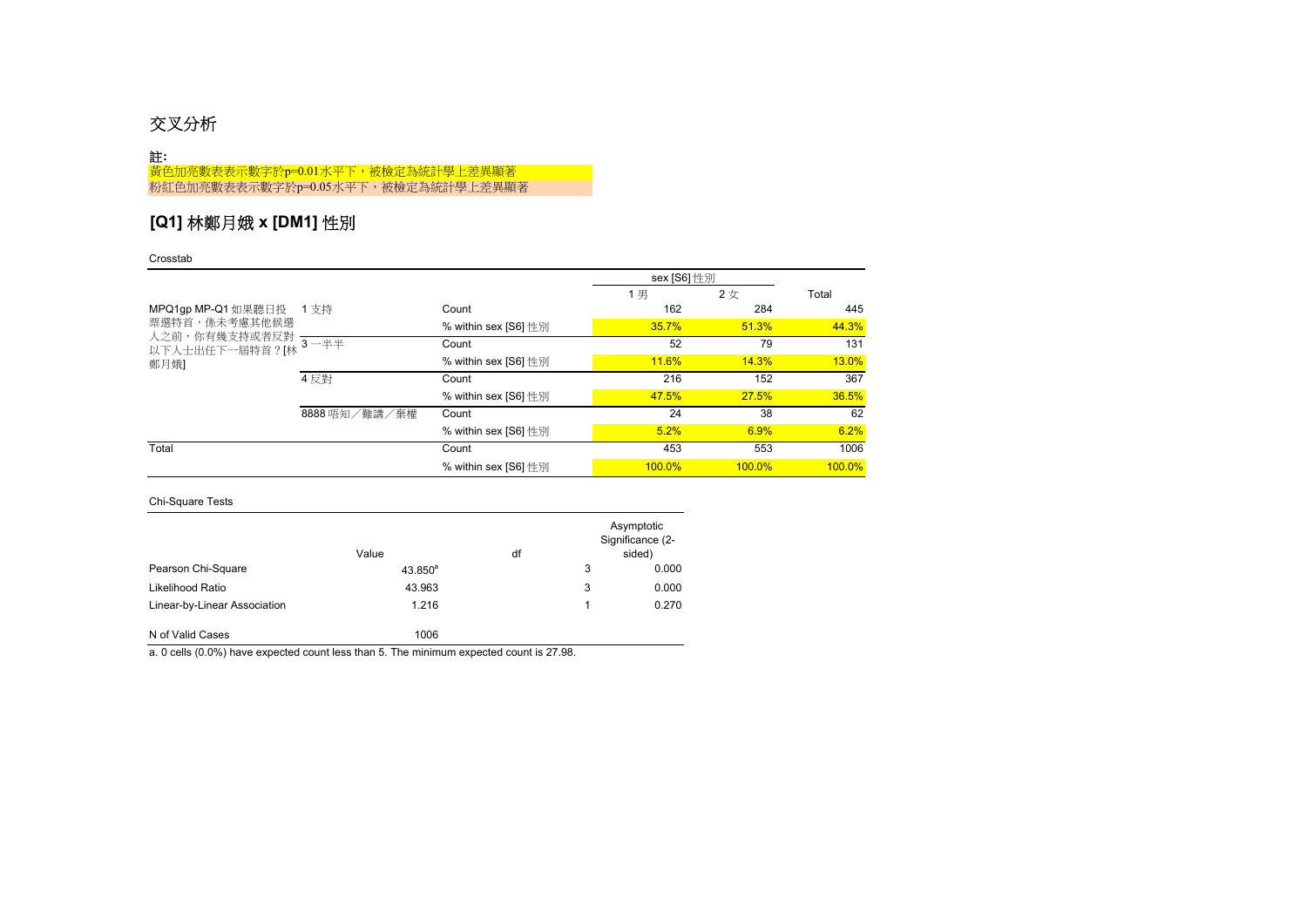# 交叉分析

**註:**

黃色加亮數表表示數字於p=0.01水平下，被檢定為統計學上差異顯著

粉紅色加亮數表表示數字於p=0.05水平下，被檢定為統計學上差異顯著

## [Q1] 林鄭月娥 x [DM1] 性別

Crosstab

| | | | sex [S6] 性別 | | Total |
|---|---|---|---|---|---|
| | | | 1 男 | 2 女 | |
| MPQ1gp MP-Q1 如果聽日投票選特首，係未考慮其他候選人之前，你有幾支持或者反對以下人士出任下一屆特首？[林鄭月娥] | 1 支持 | Count | 162 | 284 | 445 |
| | | % within sex [S6] 性別 | 35.7% | 51.3% | 44.3% |
| | 3 一半半 | Count | 52 | 79 | 131 |
| | | % within sex [S6] 性別 | 11.6% | 14.3% | 13.0% |
| | 4 反對 | Count | 216 | 152 | 367 |
| | | % within sex [S6] 性別 | 47.5% | 27.5% | 36.5% |
| | 8888 唔知／難講／棄權 | Count | 24 | 38 | 62 |
| | | % within sex [S6] 性別 | 5.2% | 6.9% | 6.2% |
| Total | | Count | 453 | 553 | 1006 |
| | | % within sex [S6] 性別 | 100.0% | 100.0% | 100.0% |

Chi-Square Tests

| | Value | df | Asymptotic Significance (2-sided) |
|---|---|---|---|
| Pearson Chi-Square | 43.850[a] | 3 | 0.000 |
| Likelihood Ratio | 43.963 | 3 | 0.000 |
| Linear-by-Linear Association | 1.216 | 1 | 0.270 |
| N of Valid Cases | 1006 | | |

a. 0 cells (0.0%) have expected count less than 5. The minimum expected count is 27.98.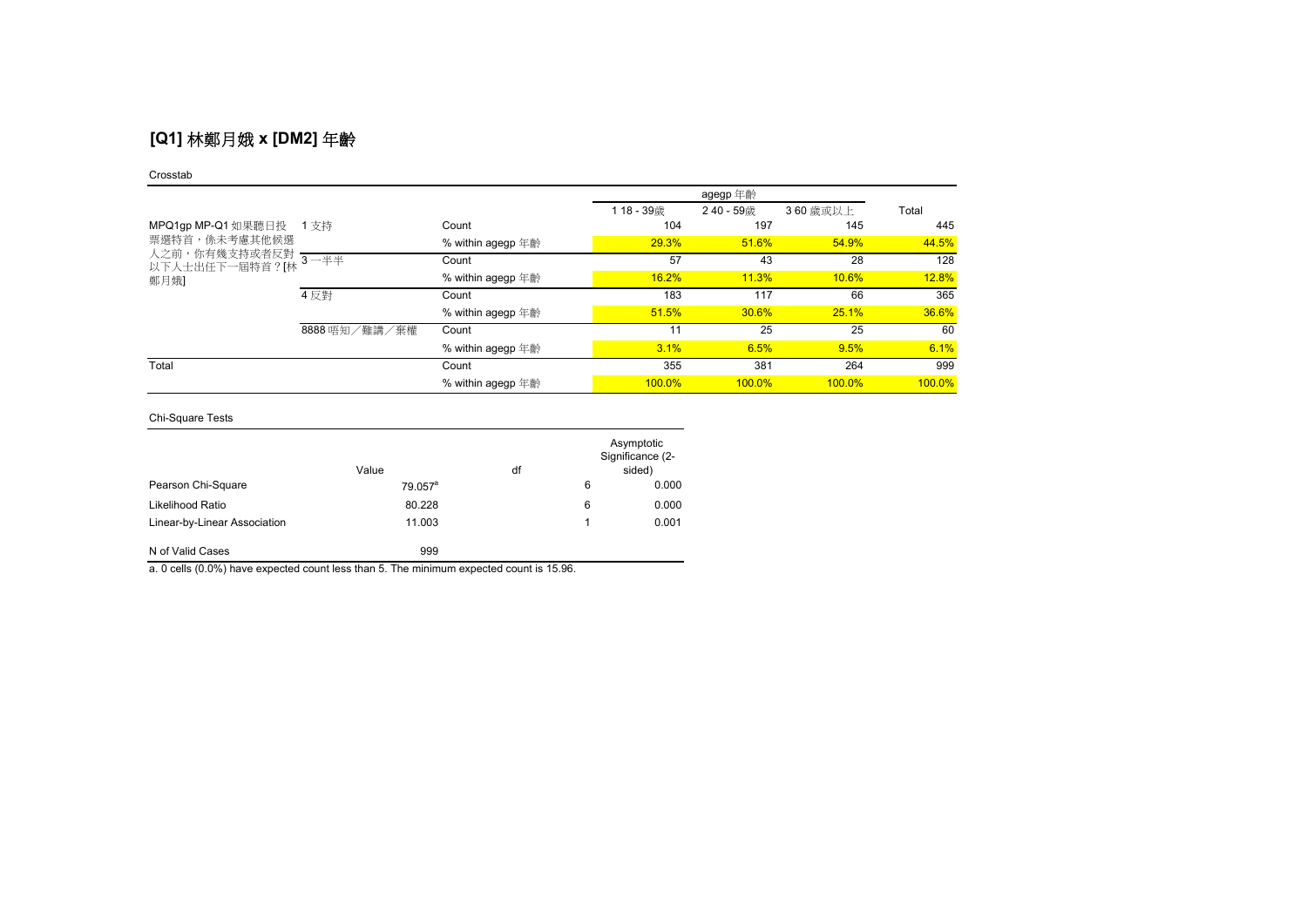## [Q1] 林鄭月娥 x [DM2] 年齡

Crosstab

| | | | agegp 年齡 | | | Total |
|---|---|---|---|---|---|---|
| | | | 1 18 - 39歲 | 2 40 - 59歲 | 3 60 歲或以上 | |
| MPQ1gp MP-Q1 如果聽日投票選特首，係未考慮其他候選人之前，你有幾支持或者反對以下人士出任下一屆特首？[林鄭月娥] | 1 支持 | Count | 104 | 197 | 145 | 445 |
| | | % within agegp 年齡 | 29.3% | 51.6% | 54.9% | 44.5% |
| | 3 一半半 | Count | 57 | 43 | 28 | 128 |
| | | % within agegp 年齡 | 16.2% | 11.3% | 10.6% | 12.8% |
| | 4 反對 | Count | 183 | 117 | 66 | 365 |
| | | % within agegp 年齡 | 51.5% | 30.6% | 25.1% | 36.6% |
| | 8888 唔知／難講／棄權 | Count | 11 | 25 | 25 | 60 |
| | | % within agegp 年齡 | 3.1% | 6.5% | 9.5% | 6.1% |
| Total | | Count | 355 | 381 | 264 | 999 |
| | | % within agegp 年齡 | 100.0% | 100.0% | 100.0% | 100.0% |

Chi-Square Tests

| | Value | df | Asymptotic Significance (2-sided) |
|---|---|---|---|
| Pearson Chi-Square | 79.057[a] | 6 | 0.000 |
| Likelihood Ratio | 80.228 | 6 | 0.000 |
| Linear-by-Linear Association | 11.003 | 1 | 0.001 |
| N of Valid Cases | 999 | | |

a. 0 cells (0.0%) have expected count less than 5. The minimum expected count is 15.96.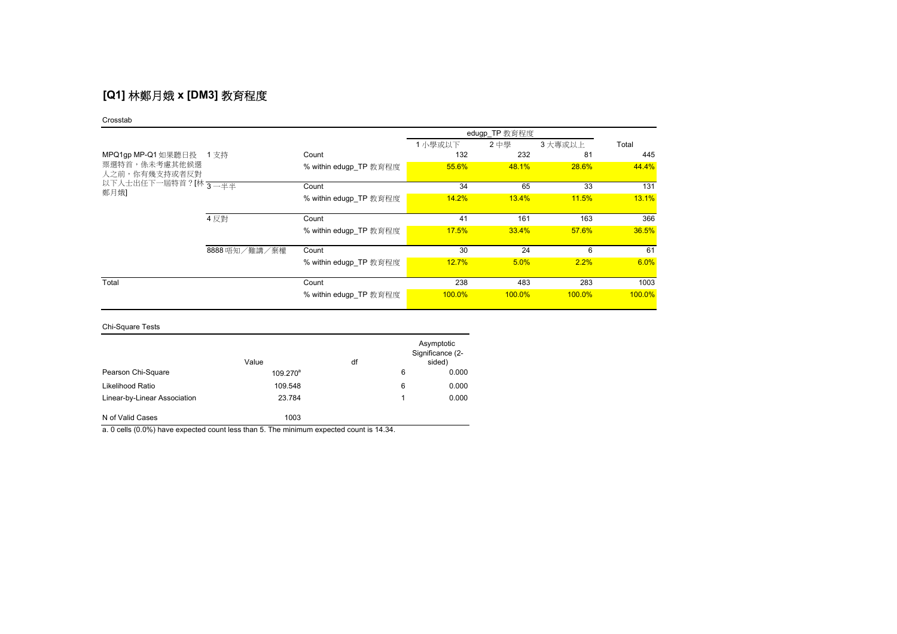## [Q1] 林鄭月娥 x [DM3] 教育程度

Crosstab

| | | | edugp_TP 教育程度 | | | |
|---|---|---|---|---|---|---|
| | | | 1 小學或以下 | 2 中學 | 3 大專或以上 | Total |
| MPQ1gp MP-Q1 如果聽日投票選特首，係未考慮其他候選人之前，你有幾支持或者反對以下人士出任下一屆特首？[林鄭月娥] | 1 支持 | Count | 132 | 232 | 81 | 445 |
| | | % within edugp_TP 教育程度 | 55.6% | 48.1% | 28.6% | 44.4% |
| | 3 一半半 | Count | 34 | 65 | 33 | 131 |
| | | % within edugp_TP 教育程度 | 14.2% | 13.4% | 11.5% | 13.1% |
| | 4 反對 | Count | 41 | 161 | 163 | 366 |
| | | % within edugp_TP 教育程度 | 17.5% | 33.4% | 57.6% | 36.5% |
| | 8888 唔知／難講／棄權 | Count | 30 | 24 | 6 | 61 |
| | | % within edugp_TP 教育程度 | 12.7% | 5.0% | 2.2% | 6.0% |
| Total | | Count | 238 | 483 | 283 | 1003 |
| | | % within edugp_TP 教育程度 | 100.0% | 100.0% | 100.0% | 100.0% |

Chi-Square Tests

| | Value | df | Asymptotic Significance (2-sided) |
|---|---|---|---|
| Pearson Chi-Square | 109.270[a] | 6 | 0.000 |
| Likelihood Ratio | 109.548 | 6 | 0.000 |
| Linear-by-Linear Association | 23.784 | 1 | 0.000 |
| N of Valid Cases | 1003 | | |

a. 0 cells (0.0%) have expected count less than 5. The minimum expected count is 14.34.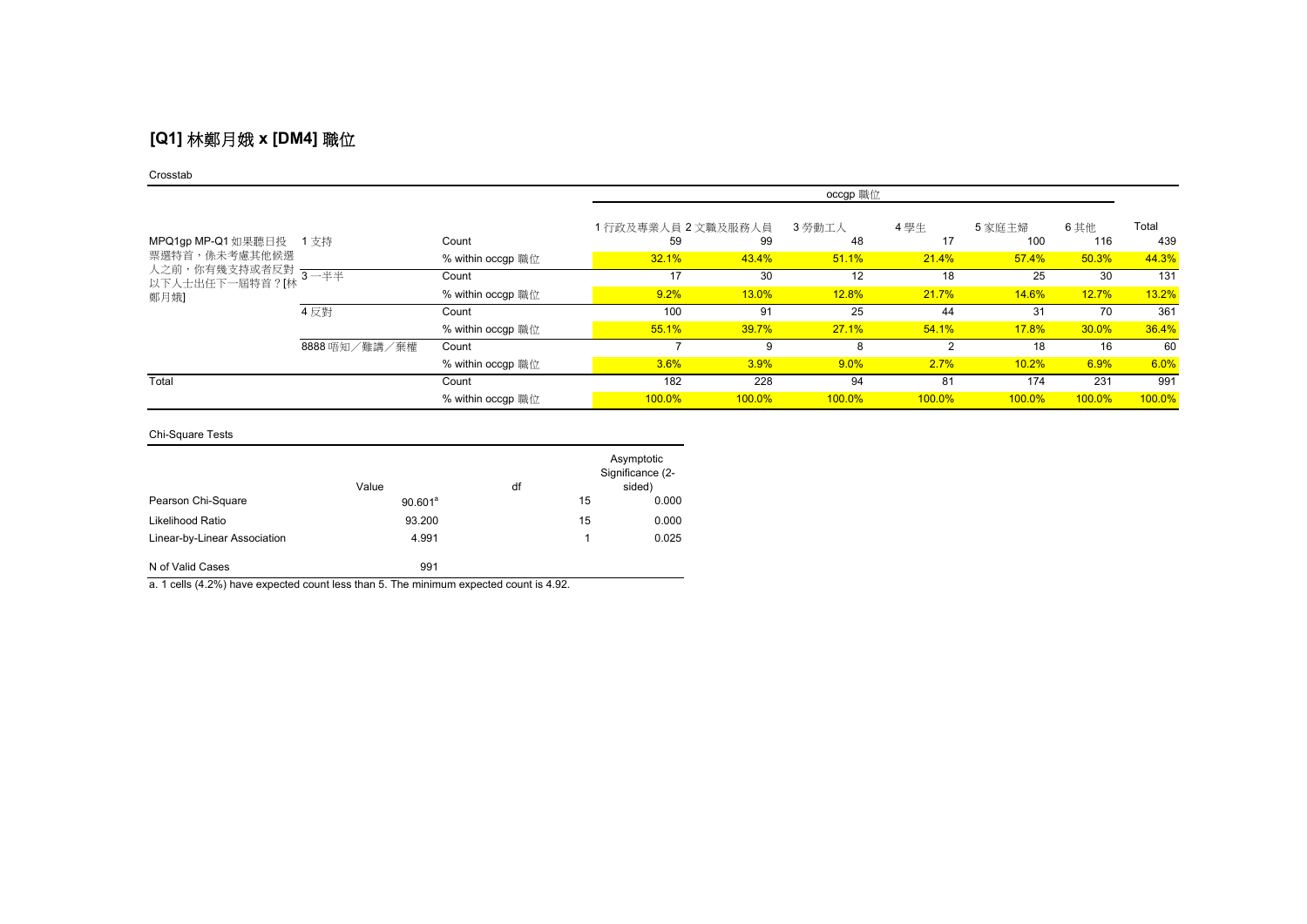## [Q1] 林鄭月娥 x [DM4] 職位

Crosstab

| | | | occgp 職位 | | | | | | |
|---|---|---|---|---|---|---|---|---|---|
| | | | 1 行政及專業人員 | 2 文職及服務人員 | 3 勞動工人 | 4 學生 | 5 家庭主婦 | 6 其他 | Total |
| MPQ1gp MP-Q1 如果聽日投票選特首，係未考慮其他候選人之前，你有幾支持或者反對以下人士出任下一屆特首？[林鄭月娥] | 1 支持 | Count | 59 | 99 | 48 | 17 | 100 | 116 | 439 |
| | | % within occgp 職位 | 32.1% | 43.4% | 51.1% | 21.4% | 57.4% | 50.3% | 44.3% |
| | 3 一半半 | Count | 17 | 30 | 12 | 18 | 25 | 30 | 131 |
| | | % within occgp 職位 | 9.2% | 13.0% | 12.8% | 21.7% | 14.6% | 12.7% | 13.2% |
| | 4 反對 | Count | 100 | 91 | 25 | 44 | 31 | 70 | 361 |
| | | % within occgp 職位 | 55.1% | 39.7% | 27.1% | 54.1% | 17.8% | 30.0% | 36.4% |
| | 8888 唔知／難講／棄權 | Count | 7 | 9 | 8 | 2 | 18 | 16 | 60 |
| | | % within occgp 職位 | 3.6% | 3.9% | 9.0% | 2.7% | 10.2% | 6.9% | 6.0% |
| Total | | Count | 182 | 228 | 94 | 81 | 174 | 231 | 991 |
| | | % within occgp 職位 | 100.0% | 100.0% | 100.0% | 100.0% | 100.0% | 100.0% | 100.0% |

Chi-Square Tests

| | Value | df | Asymptotic Significance (2-sided) |
|---|---|---|---|
| Pearson Chi-Square | 90.601[a] | 15 | 0.000 |
| Likelihood Ratio | 93.200 | 15 | 0.000 |
| Linear-by-Linear Association | 4.991 | 1 | 0.025 |
| N of Valid Cases | 991 | | |

a. 1 cells (4.2%) have expected count less than 5. The minimum expected count is 4.92.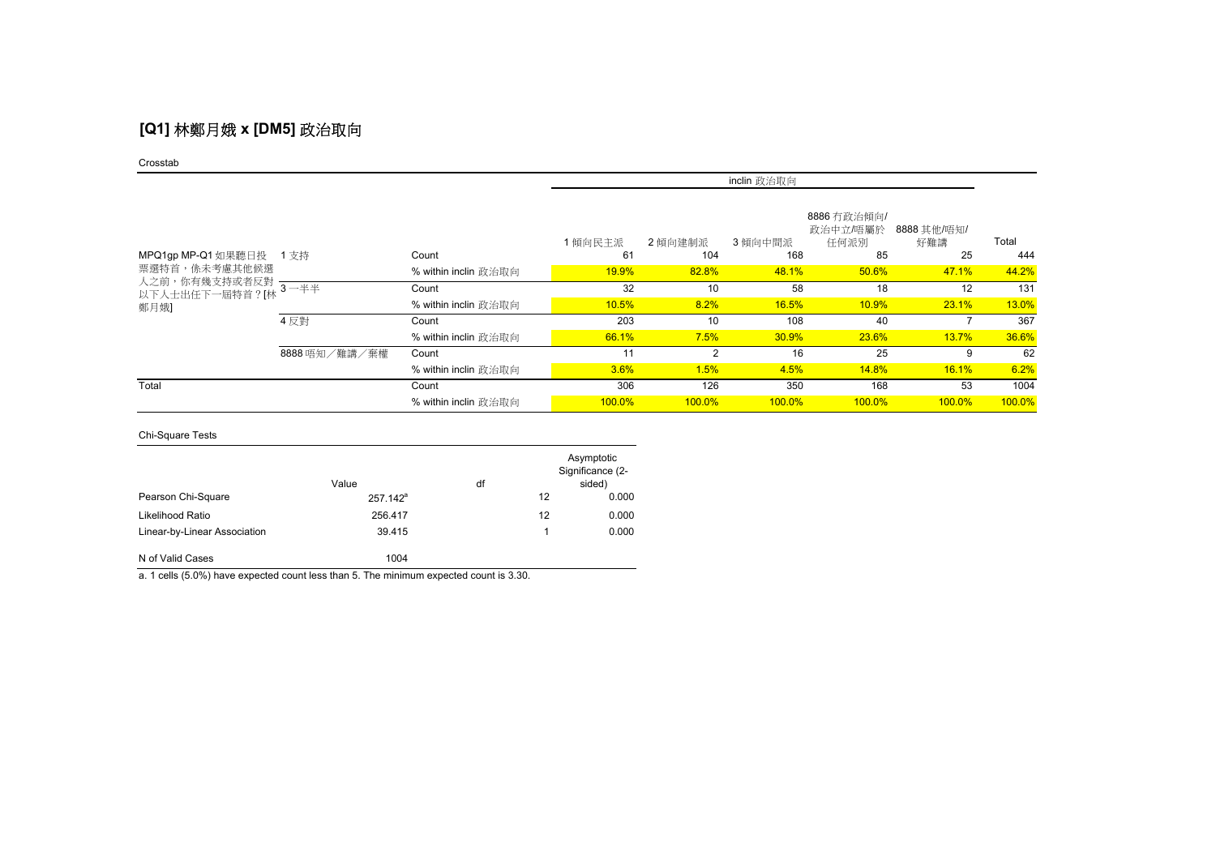## [Q1] 林鄭月娥 x [DM5] 政治取向

Crosstab

| | | | inclin 政治取向 | | | | | |
|---|---|---|---|---|---|---|---|---|
| | | | 1 傾向民主派 | 2 傾向建制派 | 3 傾向中間派 | 8886 冇政治傾向/政治中立/唔屬於任何派別 | 8888 其他/唔知/好難講 | Total |
| MPQ1gp MP-Q1 如果聽日投票選特首，係未考慮其他候選人之前，你有幾支持或者反對以下人士出任下一屆特首？[林鄭月娥] | 1 支持 | Count | 61 | 104 | 168 | 85 | 25 | 444 |
| | | % within inclin 政治取向 | 19.9% | 82.8% | 48.1% | 50.6% | 47.1% | 44.2% |
| | 3 一半半 | Count | 32 | 10 | 58 | 18 | 12 | 131 |
| | | % within inclin 政治取向 | 10.5% | 8.2% | 16.5% | 10.9% | 23.1% | 13.0% |
| | 4 反對 | Count | 203 | 10 | 108 | 40 | 7 | 367 |
| | | % within inclin 政治取向 | 66.1% | 7.5% | 30.9% | 23.6% | 13.7% | 36.6% |
| | 8888 唔知／難講／棄權 | Count | 11 | 2 | 16 | 25 | 9 | 62 |
| | | % within inclin 政治取向 | 3.6% | 1.5% | 4.5% | 14.8% | 16.1% | 6.2% |
| Total | | Count | 306 | 126 | 350 | 168 | 53 | 1004 |
| | | % within inclin 政治取向 | 100.0% | 100.0% | 100.0% | 100.0% | 100.0% | 100.0% |

Chi-Square Tests

| | Value | df | Asymptotic Significance (2-sided) |
|---|---|---|---|
| Pearson Chi-Square | 257.142[a] | 12 | 0.000 |
| Likelihood Ratio | 256.417 | 12 | 0.000 |
| Linear-by-Linear Association | 39.415 | 1 | 0.000 |
| N of Valid Cases | 1004 | | |

a. 1 cells (5.0%) have expected count less than 5. The minimum expected count is 3.30.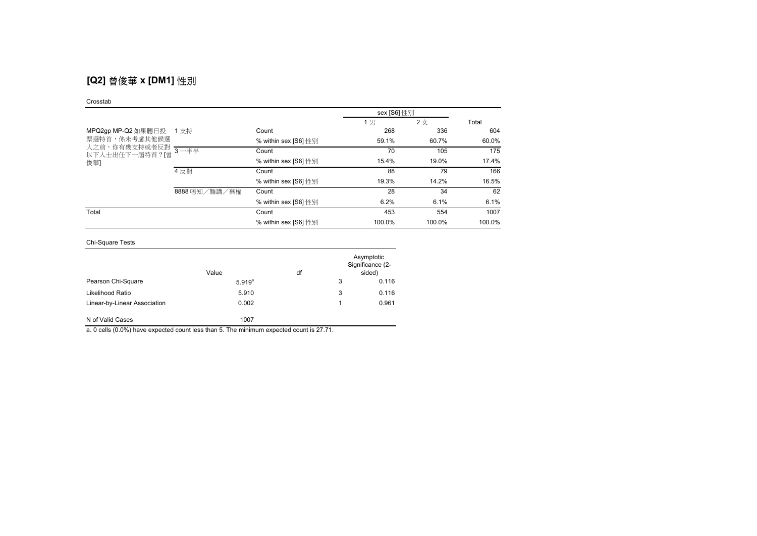## [Q2] 曾俊華 x [DM1] 性別

Crosstab

| | | | sex [S6] 性別 | | |
|---|---|---|---|---|---|
| | | | 1 男 | 2 女 | Total |
| MPQ2gp MP-Q2 如果聽日投票選特首，係未考慮其他候選人之前，你有幾支持或者反對以下人士出任下一屆特首？[曾俊華] | 1 支持 | Count | 268 | 336 | 604 |
| | | % within sex [S6] 性別 | 59.1% | 60.7% | 60.0% |
| | 3 一半半 | Count | 70 | 105 | 175 |
| | | % within sex [S6] 性別 | 15.4% | 19.0% | 17.4% |
| | 4 反對 | Count | 88 | 79 | 166 |
| | | % within sex [S6] 性別 | 19.3% | 14.2% | 16.5% |
| | 8888 唔知／難講／棄權 | Count | 28 | 34 | 62 |
| | | % within sex [S6] 性別 | 6.2% | 6.1% | 6.1% |
| Total | | Count | 453 | 554 | 1007 |
| | | % within sex [S6] 性別 | 100.0% | 100.0% | 100.0% |

Chi-Square Tests

| | Value | df | Asymptotic Significance (2-sided) |
|---|---|---|---|
| Pearson Chi-Square | 5.919[a] | 3 | 0.116 |
| Likelihood Ratio | 5.910 | 3 | 0.116 |
| Linear-by-Linear Association | 0.002 | 1 | 0.961 |
| N of Valid Cases | 1007 | | |

a. 0 cells (0.0%) have expected count less than 5. The minimum expected count is 27.71.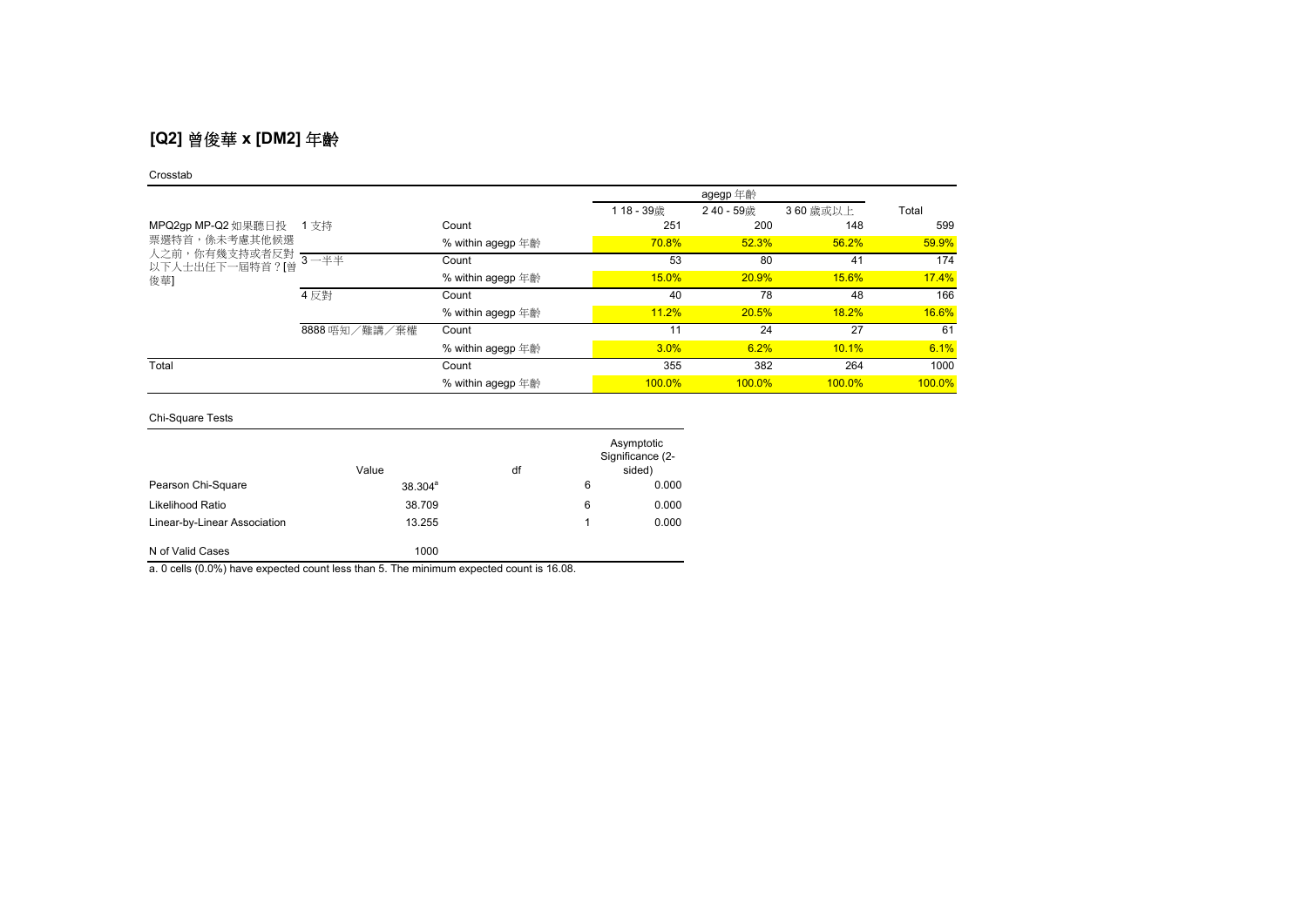## [Q2] 曾俊華 x [DM2] 年齡

Crosstab

| | | | agegp 年齡 | | | Total |
|---|---|---|---|---|---|---|
| | | | 1 18 - 39歲 | 2 40 - 59歲 | 3 60 歲或以上 | |
| MPQ2gp MP-Q2 如果聽日投票選特首，係未考慮其他候選人之前，你有幾支持或者反對以下人士出任下一屆特首？[曾俊華] | 1 支持 | Count | 251 | 200 | 148 | 599 |
| | | % within agegp 年齡 | 70.8% | 52.3% | 56.2% | 59.9% |
| | 3 一半半 | Count | 53 | 80 | 41 | 174 |
| | | % within agegp 年齡 | 15.0% | 20.9% | 15.6% | 17.4% |
| | 4 反對 | Count | 40 | 78 | 48 | 166 |
| | | % within agegp 年齡 | 11.2% | 20.5% | 18.2% | 16.6% |
| | 8888 唔知／難講／棄權 | Count | 11 | 24 | 27 | 61 |
| | | % within agegp 年齡 | 3.0% | 6.2% | 10.1% | 6.1% |
| Total | | Count | 355 | 382 | 264 | 1000 |
| | | % within agegp 年齡 | 100.0% | 100.0% | 100.0% | 100.0% |

Chi-Square Tests

| | Value | df | Asymptotic Significance (2-sided) |
|---|---|---|---|
| Pearson Chi-Square | 38.304[a] | 6 | 0.000 |
| Likelihood Ratio | 38.709 | 6 | 0.000 |
| Linear-by-Linear Association | 13.255 | 1 | 0.000 |
| N of Valid Cases | 1000 | | |

a. 0 cells (0.0%) have expected count less than 5. The minimum expected count is 16.08.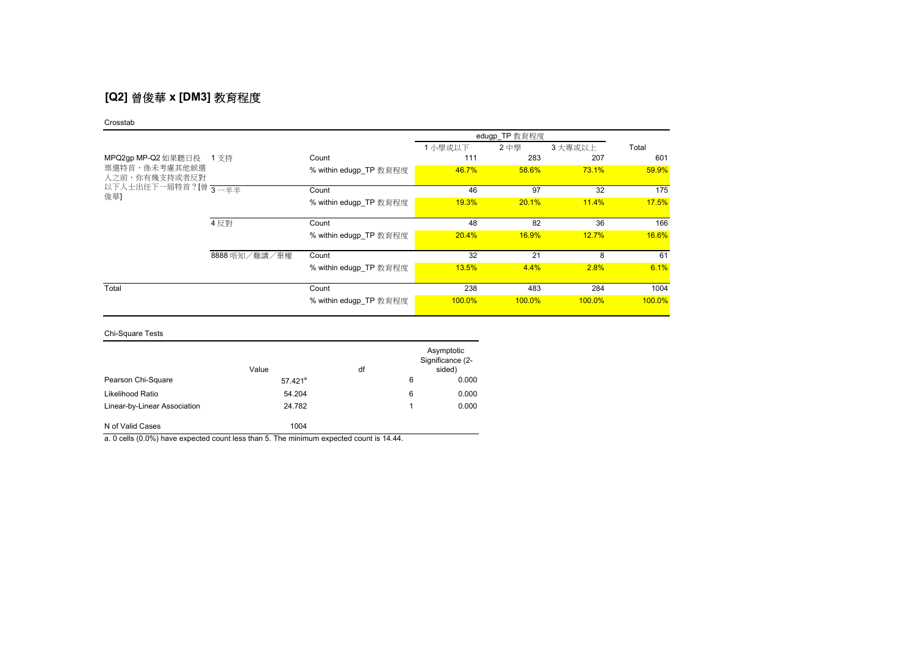## [Q2] 曾俊華 x [DM3] 教育程度

Crosstab

| | | | edugp_TP 教育程度 | | | Total |
|---|---|---|---|---|---|---|
| | | | 1 小學或以下 | 2 中學 | 3 大專或以上 | |
| MPQ2gp MP-Q2 如果聽日投票選特首，係未考慮其他候選人之前，你有幾支持或者反對以下人士出任下一屆特首？[曾俊華] | 1 支持 | Count | 111 | 283 | 207 | 601 |
| | | % within edugp_TP 教育程度 | 46.7% | 58.6% | 73.1% | 59.9% |
| | 3 一半半 | Count | 46 | 97 | 32 | 175 |
| | | % within edugp_TP 教育程度 | 19.3% | 20.1% | 11.4% | 17.5% |
| | 4 反對 | Count | 48 | 82 | 36 | 166 |
| | | % within edugp_TP 教育程度 | 20.4% | 16.9% | 12.7% | 16.6% |
| | 8888 唔知／難講／棄權 | Count | 32 | 21 | 8 | 61 |
| | | % within edugp_TP 教育程度 | 13.5% | 4.4% | 2.8% | 6.1% |
| Total | | Count | 238 | 483 | 284 | 1004 |
| | | % within edugp_TP 教育程度 | 100.0% | 100.0% | 100.0% | 100.0% |

Chi-Square Tests

| | Value | df | Asymptotic Significance (2-sided) |
|---|---|---|---|
| Pearson Chi-Square | 57.421[a] | 6 | 0.000 |
| Likelihood Ratio | 54.204 | 6 | 0.000 |
| Linear-by-Linear Association | 24.782 | 1 | 0.000 |
| N of Valid Cases | 1004 | | |

a. 0 cells (0.0%) have expected count less than 5. The minimum expected count is 14.44.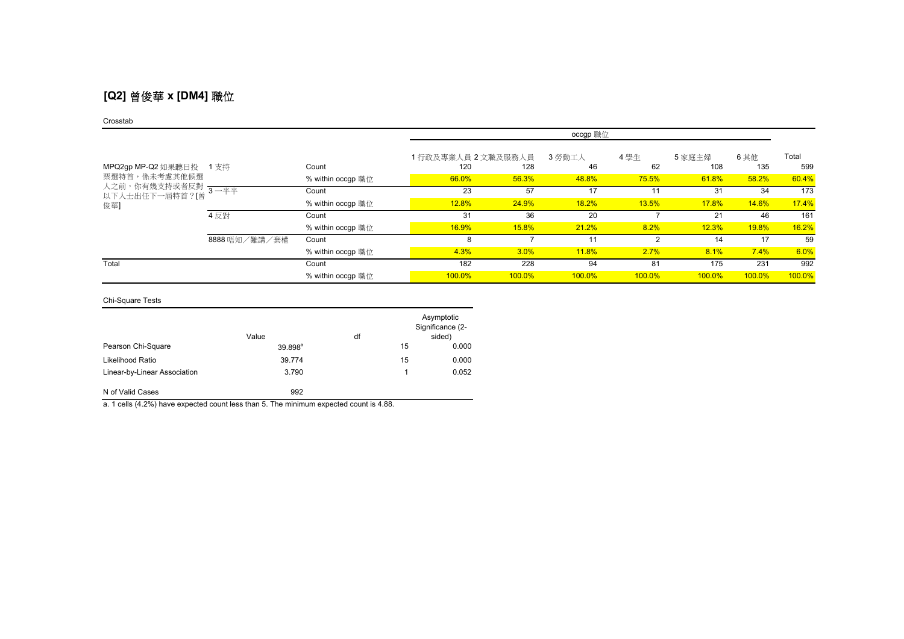## [Q2] 曾俊華 x [DM4] 職位

Crosstab

| | | | occgp 職位 | | | | | | Total |
|---|---|---|---|---|---|---|---|---|---|
| | | | 1 行政及專業人員 | 2 文職及服務人員 | 3 勞動工人 | 4 學生 | 5 家庭主婦 | 6 其他 | |
| MPQ2gp MP-Q2 如果聽日投票選特首，係未考慮其他候選人之前，你有幾支持或者反對以下人士出任下一屆特首？[曾俊華] | 1 支持 | Count | 120 | 128 | 46 | 62 | 108 | 135 | 599 |
| | | % within occgp 職位 | 66.0% | 56.3% | 48.8% | 75.5% | 61.8% | 58.2% | 60.4% |
| | 3 一半半 | Count | 23 | 57 | 17 | 11 | 31 | 34 | 173 |
| | | % within occgp 職位 | 12.8% | 24.9% | 18.2% | 13.5% | 17.8% | 14.6% | 17.4% |
| | 4 反對 | Count | 31 | 36 | 20 | 7 | 21 | 46 | 161 |
| | | % within occgp 職位 | 16.9% | 15.8% | 21.2% | 8.2% | 12.3% | 19.8% | 16.2% |
| | 8888 唔知／難講／棄權 | Count | 8 | 7 | 11 | 2 | 14 | 17 | 59 |
| | | % within occgp 職位 | 4.3% | 3.0% | 11.8% | 2.7% | 8.1% | 7.4% | 6.0% |
| Total | | Count | 182 | 228 | 94 | 81 | 175 | 231 | 992 |
| | | % within occgp 職位 | 100.0% | 100.0% | 100.0% | 100.0% | 100.0% | 100.0% | 100.0% |

Chi-Square Tests

| | Value | df | Asymptotic Significance (2-sided) |
|---|---|---|---|
| Pearson Chi-Square | 39.898[a] | 15 | 0.000 |
| Likelihood Ratio | 39.774 | 15 | 0.000 |
| Linear-by-Linear Association | 3.790 | 1 | 0.052 |
| N of Valid Cases | 992 | | |

a. 1 cells (4.2%) have expected count less than 5. The minimum expected count is 4.88.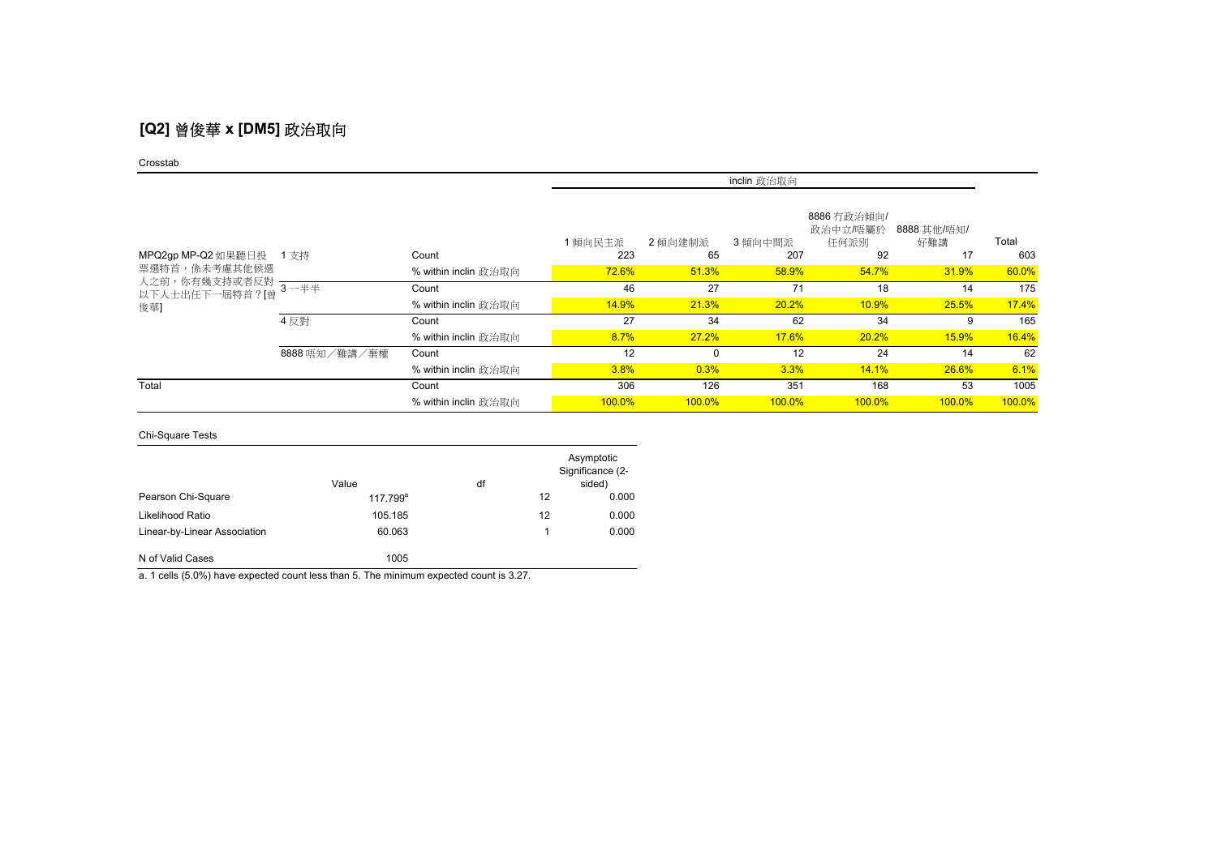# [Q2] 曾俊華 x [DM5] 政治取向

Crosstab

| | | | inclin 政治取向 | | | | | |
|---|---|---|---|---|---|---|---|---|
| | | | 1 傾向民主派 | 2 傾向建制派 | 3 傾向中間派 | 8886 冇政治傾向/政治中立/唔屬於任何派別 | 8888 其他/唔知/好難講 | Total |
| MPQ2gp MP-Q2 如果聽日投票選特首，係未考慮其他候選人之前，你有幾支持或者反對以下人士出任下一屆特首？[曾俊華] | 1 支持 | Count | 223 | 65 | 207 | 92 | 17 | 603 |
| | | % within inclin 政治取向 | 72.6% | 51.3% | 58.9% | 54.7% | 31.9% | 60.0% |
| | 3 一半半 | Count | 46 | 27 | 71 | 18 | 14 | 175 |
| | | % within inclin 政治取向 | 14.9% | 21.3% | 20.2% | 10.9% | 25.5% | 17.4% |
| | 4 反對 | Count | 27 | 34 | 62 | 34 | 9 | 165 |
| | | % within inclin 政治取向 | 8.7% | 27.2% | 17.6% | 20.2% | 15.9% | 16.4% |
| | 8888 唔知／難講／棄權 | Count | 12 | 0 | 12 | 24 | 14 | 62 |
| | | % within inclin 政治取向 | 3.8% | 0.3% | 3.3% | 14.1% | 26.6% | 6.1% |
| Total | | Count | 306 | 126 | 351 | 168 | 53 | 1005 |
| | | % within inclin 政治取向 | 100.0% | 100.0% | 100.0% | 100.0% | 100.0% | 100.0% |

Chi-Square Tests

| | Value | df | Asymptotic Significance (2-sided) |
|---|---|---|---|
| Pearson Chi-Square | 117.799[a] | 12 | 0.000 |
| Likelihood Ratio | 105.185 | 12 | 0.000 |
| Linear-by-Linear Association | 60.063 | 1 | 0.000 |
| N of Valid Cases | 1005 | | |

a. 1 cells (5.0%) have expected count less than 5. The minimum expected count is 3.27.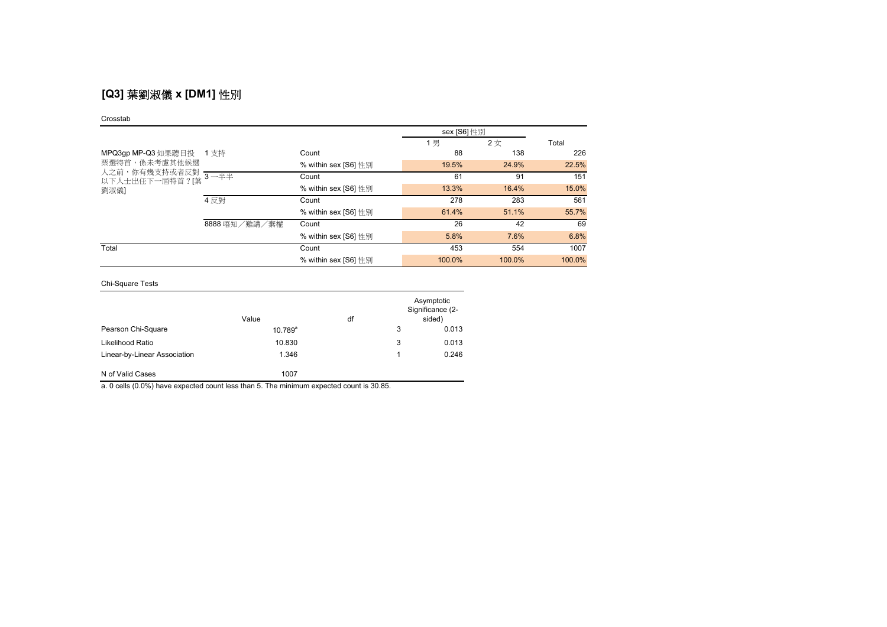## [Q3] 葉劉淑儀 x [DM1] 性別

Crosstab

| | | | sex [S6] 性別 | | Total |
|---|---|---|---|---|---|
| | | | 1 男 | 2 女 | |
| MPQ3gp MP-Q3 如果聽日投票選特首，係未考慮其他候選人之前，你有幾支持或者反對以下人士出任下一屆特首？[葉劉淑儀] | 1 支持 | Count | 88 | 138 | 226 |
| | | % within sex [S6] 性別 | 19.5% | 24.9% | 22.5% |
| | 3 一半半 | Count | 61 | 91 | 151 |
| | | % within sex [S6] 性別 | 13.3% | 16.4% | 15.0% |
| | 4 反對 | Count | 278 | 283 | 561 |
| | | % within sex [S6] 性別 | 61.4% | 51.1% | 55.7% |
| | 8888 唔知／難講／棄權 | Count | 26 | 42 | 69 |
| | | % within sex [S6] 性別 | 5.8% | 7.6% | 6.8% |
| Total | | Count | 453 | 554 | 1007 |
| | | % within sex [S6] 性別 | 100.0% | 100.0% | 100.0% |

Chi-Square Tests

| | Value | df | Asymptotic Significance (2-sided) |
|---|---|---|---|
| Pearson Chi-Square | 10.789[a] | 3 | 0.013 |
| Likelihood Ratio | 10.830 | 3 | 0.013 |
| Linear-by-Linear Association | 1.346 | 1 | 0.246 |
| N of Valid Cases | 1007 | | |

a. 0 cells (0.0%) have expected count less than 5. The minimum expected count is 30.85.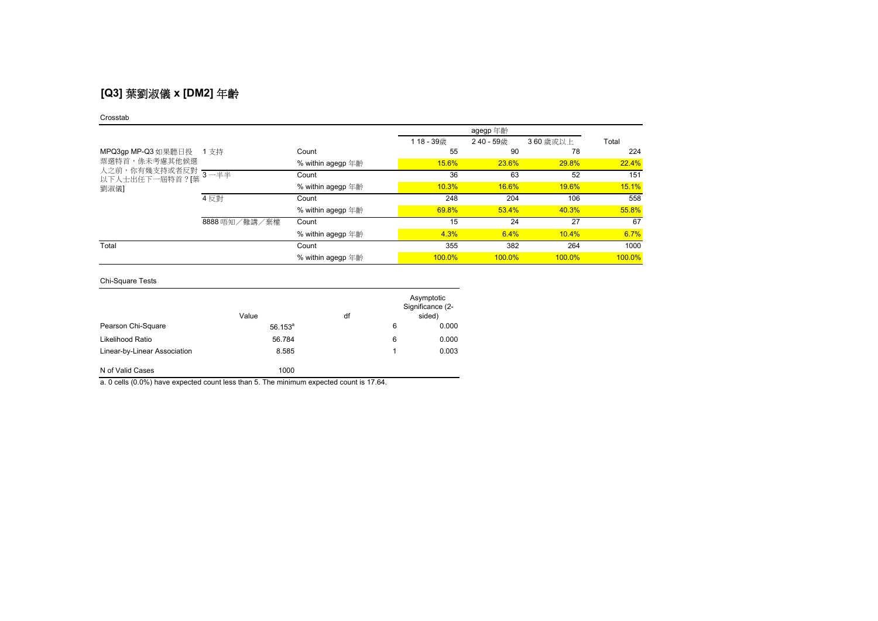## [Q3] 葉劉淑儀 x [DM2] 年齡

Crosstab

| | | | agegp 年齡 | | | Total |
|---|---|---|---|---|---|---|
| | | | 1 18 - 39歲 | 2 40 - 59歲 | 3 60 歲或以上 | |
| MPQ3gp MP-Q3 如果聽日投票選特首，係未考慮其他候選人之前，你有幾支持或者反對以下人士出任下一屆特首？[葉劉淑儀] | 1 支持 | Count | 55 | 90 | 78 | 224 |
| | | % within agegp 年齡 | 15.6% | 23.6% | 29.8% | 22.4% |
| | 3 一半半 | Count | 36 | 63 | 52 | 151 |
| | | % within agegp 年齡 | 10.3% | 16.6% | 19.6% | 15.1% |
| | 4 反對 | Count | 248 | 204 | 106 | 558 |
| | | % within agegp 年齡 | 69.8% | 53.4% | 40.3% | 55.8% |
| | 8888 唔知／難講／棄權 | Count | 15 | 24 | 27 | 67 |
| | | % within agegp 年齡 | 4.3% | 6.4% | 10.4% | 6.7% |
| Total | | Count | 355 | 382 | 264 | 1000 |
| | | % within agegp 年齡 | 100.0% | 100.0% | 100.0% | 100.0% |

Chi-Square Tests

| | Value | df | Asymptotic Significance (2-sided) |
|---|---|---|---|
| Pearson Chi-Square | 56.153[a] | 6 | 0.000 |
| Likelihood Ratio | 56.784 | 6 | 0.000 |
| Linear-by-Linear Association | 8.585 | 1 | 0.003 |
| N of Valid Cases | 1000 | | |

a. 0 cells (0.0%) have expected count less than 5. The minimum expected count is 17.64.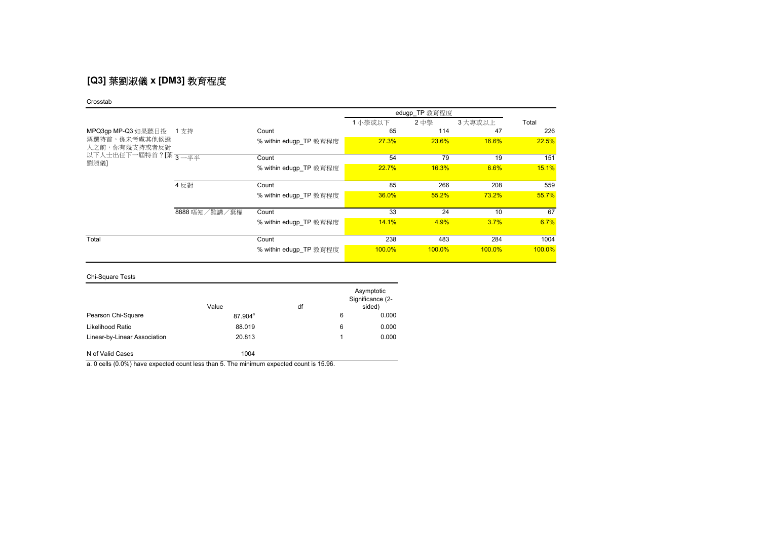## [Q3] 葉劉淑儀 x [DM3] 教育程度

Crosstab

| | | | edugp_TP 教育程度 | | | Total |
|---|---|---|---|---|---|---|
| | | | 1 小學或以下 | 2 中學 | 3 大專或以上 | |
| MPQ3gp MP-Q3 如果聽日投票選特首，係未考慮其他候選人之前，你有幾支持或者反對以下人士出任下一屆特首？[葉劉淑儀] | 1 支持 | Count | 65 | 114 | 47 | 226 |
| | | % within edugp_TP 教育程度 | 27.3% | 23.6% | 16.6% | 22.5% |
| | 3 一半半 | Count | 54 | 79 | 19 | 151 |
| | | % within edugp_TP 教育程度 | 22.7% | 16.3% | 6.6% | 15.1% |
| | 4 反對 | Count | 85 | 266 | 208 | 559 |
| | | % within edugp_TP 教育程度 | 36.0% | 55.2% | 73.2% | 55.7% |
| | 8888 唔知／難講／棄權 | Count | 33 | 24 | 10 | 67 |
| | | % within edugp_TP 教育程度 | 14.1% | 4.9% | 3.7% | 6.7% |
| Total | | Count | 238 | 483 | 284 | 1004 |
| | | % within edugp_TP 教育程度 | 100.0% | 100.0% | 100.0% | 100.0% |

Chi-Square Tests

| | Value | df | Asymptotic Significance (2-sided) |
|---|---|---|---|
| Pearson Chi-Square | 87.904[a] | 6 | 0.000 |
| Likelihood Ratio | 88.019 | 6 | 0.000 |
| Linear-by-Linear Association | 20.813 | 1 | 0.000 |
| N of Valid Cases | 1004 | | |

a. 0 cells (0.0%) have expected count less than 5. The minimum expected count is 15.96.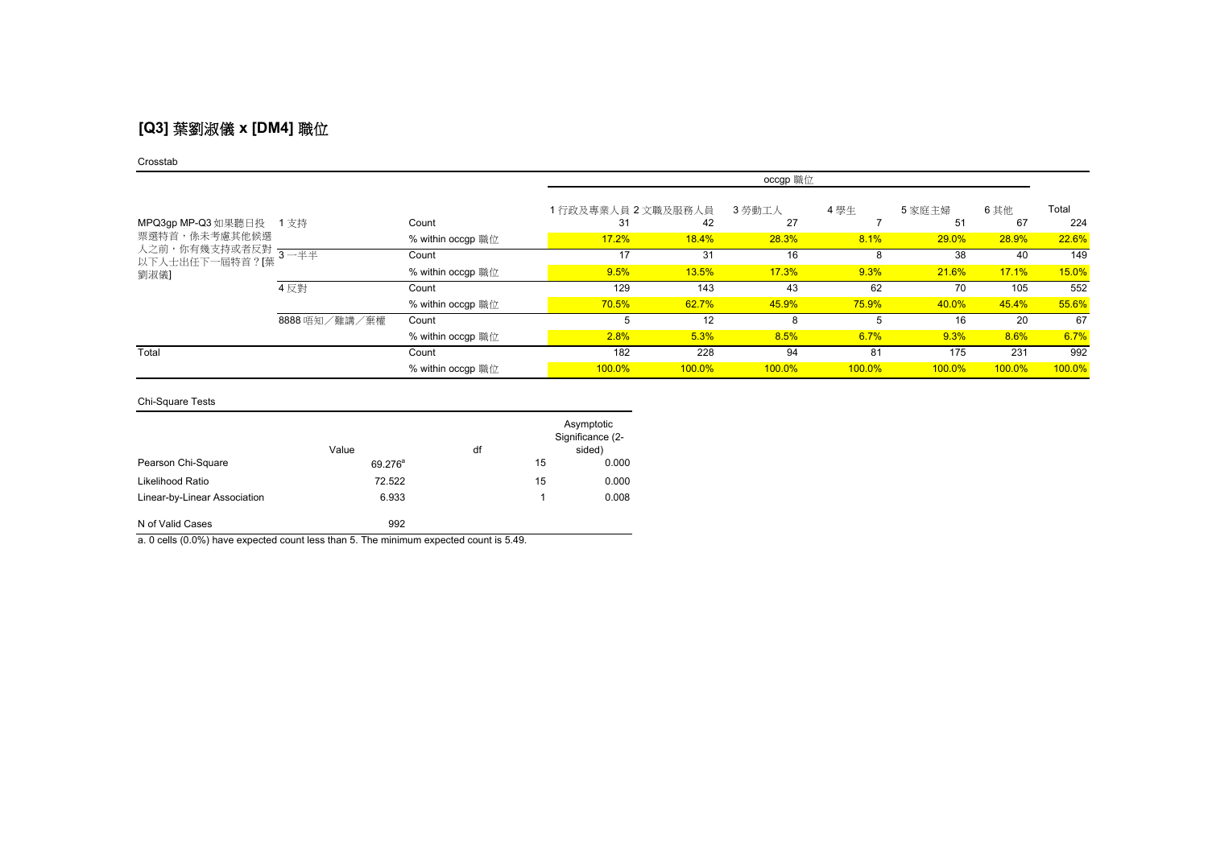## [Q3] 葉劉淑儀 x [DM4] 職位

Crosstab

| | | | occgp 職位 | | | | | | |
|---|---|---|---|---|---|---|---|---|---|
| | | | 1 行政及專業人員 | 2 文職及服務人員 | 3 勞動工人 | 4 學生 | 5 家庭主婦 | 6 其他 | Total |
| MPQ3gp MP-Q3 如果聽日投票選特首，係未考慮其他候選人之前，你有幾支持或者反對以下人士出任下一屆特首？[葉劉淑儀] | 1 支持 | Count | 31 | 42 | 27 | 7 | 51 | 67 | 224 |
| | | % within occgp 職位 | 17.2% | 18.4% | 28.3% | 8.1% | 29.0% | 28.9% | 22.6% |
| | 3 一半半 | Count | 17 | 31 | 16 | 8 | 38 | 40 | 149 |
| | | % within occgp 職位 | 9.5% | 13.5% | 17.3% | 9.3% | 21.6% | 17.1% | 15.0% |
| | 4 反對 | Count | 129 | 143 | 43 | 62 | 70 | 105 | 552 |
| | | % within occgp 職位 | 70.5% | 62.7% | 45.9% | 75.9% | 40.0% | 45.4% | 55.6% |
| | 8888 唔知／難講／棄權 | Count | 5 | 12 | 8 | 5 | 16 | 20 | 67 |
| | | % within occgp 職位 | 2.8% | 5.3% | 8.5% | 6.7% | 9.3% | 8.6% | 6.7% |
| Total | | Count | 182 | 228 | 94 | 81 | 175 | 231 | 992 |
| | | % within occgp 職位 | 100.0% | 100.0% | 100.0% | 100.0% | 100.0% | 100.0% | 100.0% |

Chi-Square Tests

| | Value | df | Asymptotic Significance (2-sided) |
|---|---|---|---|
| Pearson Chi-Square | 69.276[a] | 15 | 0.000 |
| Likelihood Ratio | 72.522 | 15 | 0.000 |
| Linear-by-Linear Association | 6.933 | 1 | 0.008 |
| N of Valid Cases | 992 | | |

a. 0 cells (0.0%) have expected count less than 5. The minimum expected count is 5.49.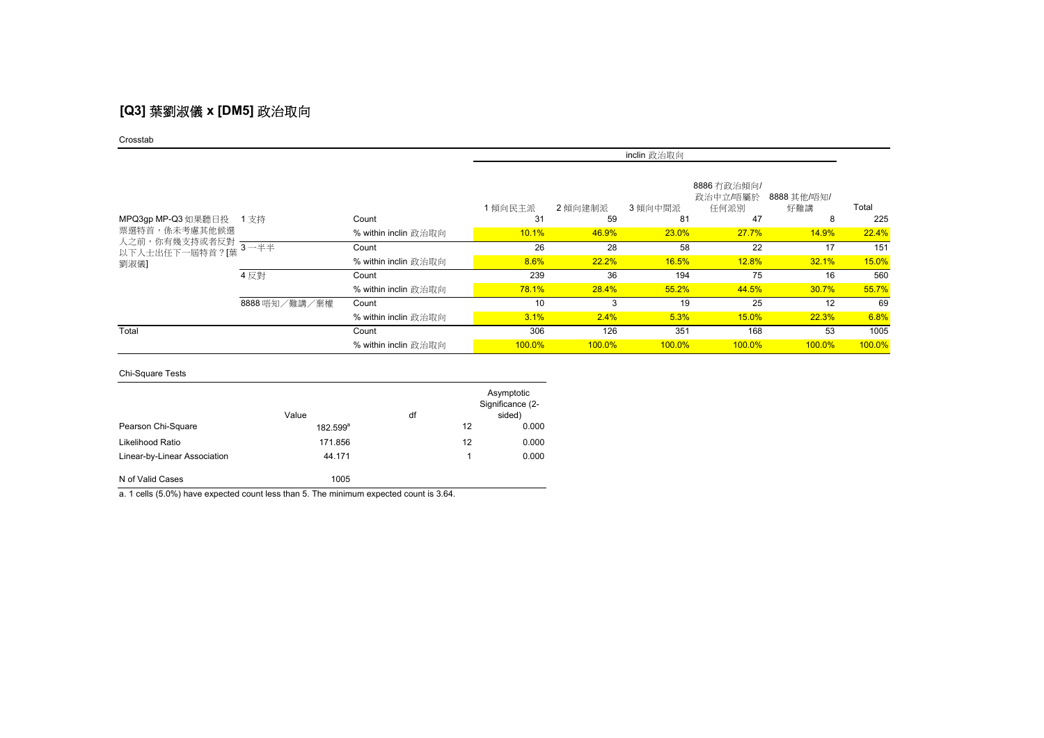## [Q3] 葉劉淑儀 x [DM5] 政治取向

Crosstab

| | | | inclin 政治取向 | | | | | |
|---|---|---|---|---|---|---|---|---|
| | | | 1 傾向民主派 | 2 傾向建制派 | 3 傾向中間派 | 8886 冇政治傾向/政治中立/唔屬於任何派別 | 8888 其他/唔知/好難講 | Total |
| MPQ3gp MP-Q3 如果聽日投票選特首，係未考慮其他候選人之前，你有幾支持或者反對以下人士出任下一屆特首？[葉劉淑儀] | 1 支持 | Count | 31 | 59 | 81 | 47 | 8 | 225 |
| | | % within inclin 政治取向 | 10.1% | 46.9% | 23.0% | 27.7% | 14.9% | 22.4% |
| | 3 一半半 | Count | 26 | 28 | 58 | 22 | 17 | 151 |
| | | % within inclin 政治取向 | 8.6% | 22.2% | 16.5% | 12.8% | 32.1% | 15.0% |
| | 4 反對 | Count | 239 | 36 | 194 | 75 | 16 | 560 |
| | | % within inclin 政治取向 | 78.1% | 28.4% | 55.2% | 44.5% | 30.7% | 55.7% |
| | 8888 唔知／難講／棄權 | Count | 10 | 3 | 19 | 25 | 12 | 69 |
| | | % within inclin 政治取向 | 3.1% | 2.4% | 5.3% | 15.0% | 22.3% | 6.8% |
| Total | | Count | 306 | 126 | 351 | 168 | 53 | 1005 |
| | | % within inclin 政治取向 | 100.0% | 100.0% | 100.0% | 100.0% | 100.0% | 100.0% |

Chi-Square Tests

| | Value | df | Asymptotic Significance (2-sided) |
|---|---|---|---|
| Pearson Chi-Square | 182.599[a] | 12 | 0.000 |
| Likelihood Ratio | 171.856 | 12 | 0.000 |
| Linear-by-Linear Association | 44.171 | 1 | 0.000 |
| N of Valid Cases | 1005 | | |

a. 1 cells (5.0%) have expected count less than 5. The minimum expected count is 3.64.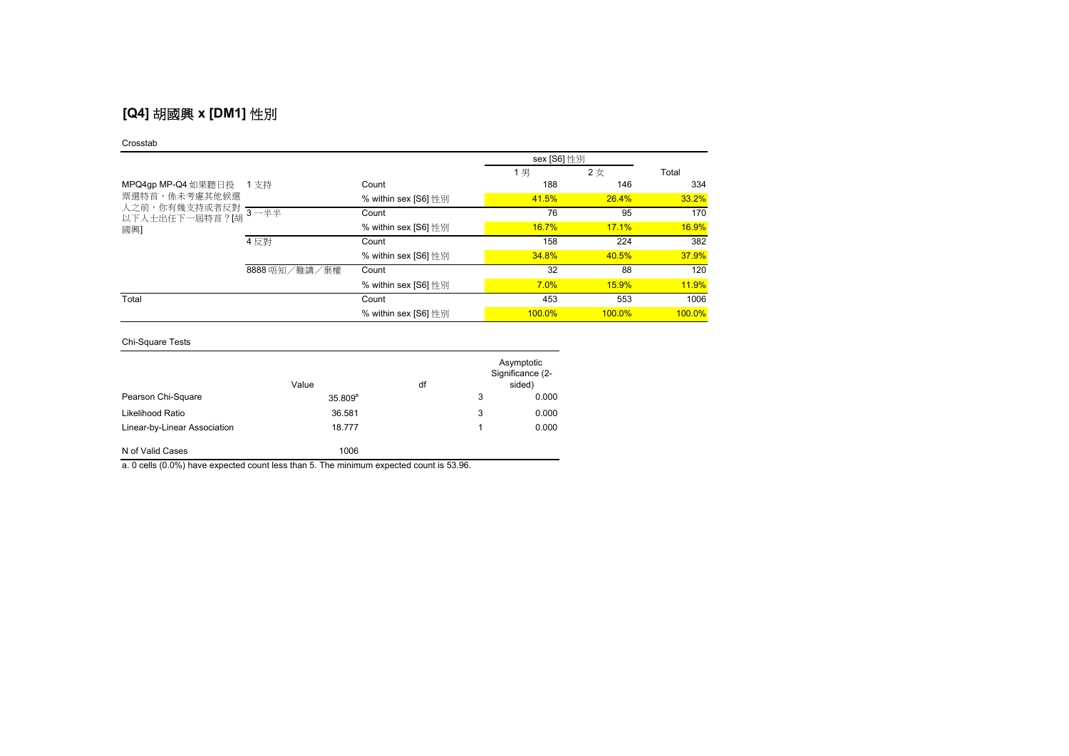## [Q4] 胡國興 x [DM1] 性別

Crosstab

| | | | sex [S6] 性別 | | |
|---|---|---|---|---|---|
| | | | 1 男 | 2 女 | Total |
| MPQ4gp MP-Q4 如果聽日投票選特首，係未考慮其他候選人之前，你有幾支持或者反對以下人士出任下一屆特首？[胡國興] | 1 支持 | Count | 188 | 146 | 334 |
| | | % within sex [S6] 性別 | 41.5% | 26.4% | 33.2% |
| | 3 一半半 | Count | 76 | 95 | 170 |
| | | % within sex [S6] 性別 | 16.7% | 17.1% | 16.9% |
| | 4 反對 | Count | 158 | 224 | 382 |
| | | % within sex [S6] 性別 | 34.8% | 40.5% | 37.9% |
| | 8888 唔知／難講／棄權 | Count | 32 | 88 | 120 |
| | | % within sex [S6] 性別 | 7.0% | 15.9% | 11.9% |
| Total | | Count | 453 | 553 | 1006 |
| | | % within sex [S6] 性別 | 100.0% | 100.0% | 100.0% |

Chi-Square Tests

| | Value | df | Asymptotic Significance (2-sided) |
|---|---|---|---|
| Pearson Chi-Square | 35.809[a] | 3 | 0.000 |
| Likelihood Ratio | 36.581 | 3 | 0.000 |
| Linear-by-Linear Association | 18.777 | 1 | 0.000 |
| N of Valid Cases | 1006 | | |

a. 0 cells (0.0%) have expected count less than 5. The minimum expected count is 53.96.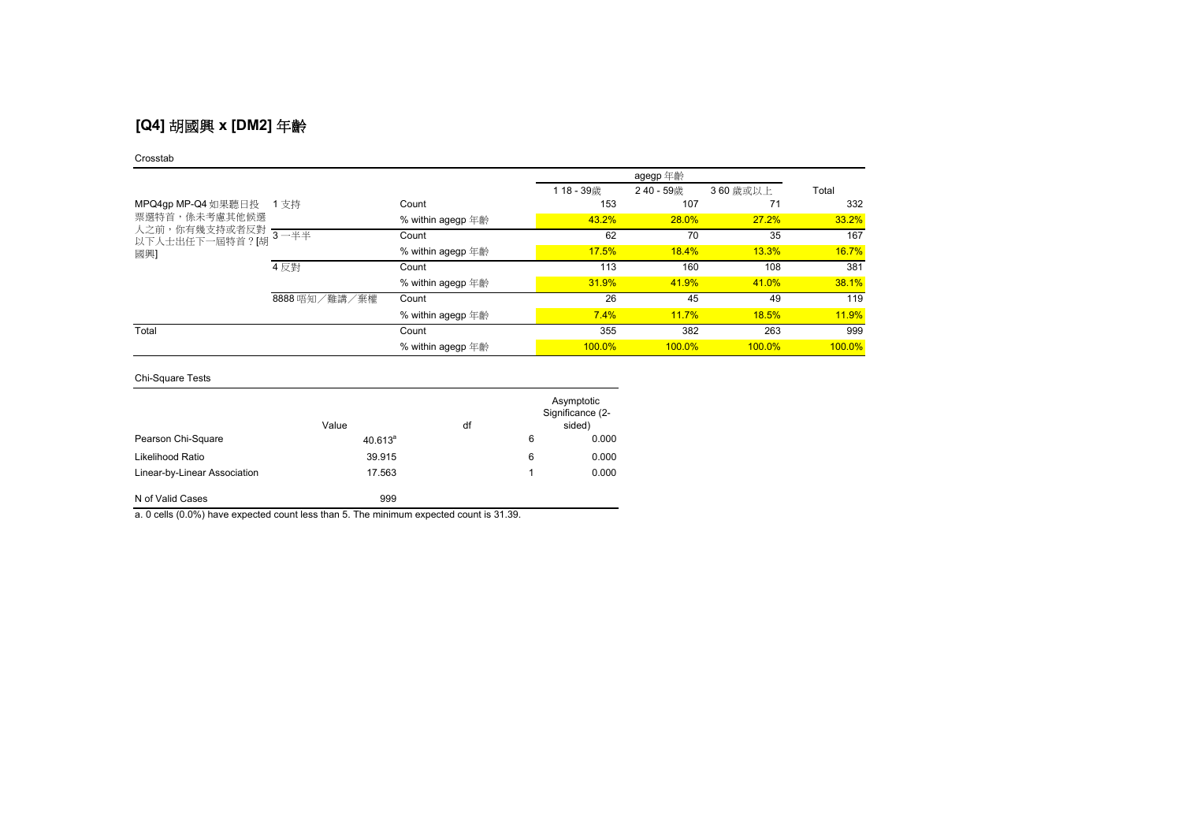## [Q4] 胡國興 x [DM2] 年齡

Crosstab

| | | | agegp 年齡 | | | Total |
|---|---|---|---|---|---|---|
| | | | 1 18 - 39歲 | 2 40 - 59歲 | 3 60 歲或以上 | |
| MPQ4gp MP-Q4 如果聽日投票選特首，係未考慮其他候選人之前，你有幾支持或者反對以下人士出任下一屆特首？[胡國興] | 1 支持 | Count | 153 | 107 | 71 | 332 |
| | | % within agegp 年齡 | 43.2% | 28.0% | 27.2% | 33.2% |
| | 3 一半半 | Count | 62 | 70 | 35 | 167 |
| | | % within agegp 年齡 | 17.5% | 18.4% | 13.3% | 16.7% |
| | 4 反對 | Count | 113 | 160 | 108 | 381 |
| | | % within agegp 年齡 | 31.9% | 41.9% | 41.0% | 38.1% |
| | 8888 唔知／難講／棄權 | Count | 26 | 45 | 49 | 119 |
| | | % within agegp 年齡 | 7.4% | 11.7% | 18.5% | 11.9% |
| Total | | Count | 355 | 382 | 263 | 999 |
| | | % within agegp 年齡 | 100.0% | 100.0% | 100.0% | 100.0% |

Chi-Square Tests

| | Value | df | Asymptotic Significance (2-sided) |
|---|---|---|---|
| Pearson Chi-Square | 40.613[a] | 6 | 0.000 |
| Likelihood Ratio | 39.915 | 6 | 0.000 |
| Linear-by-Linear Association | 17.563 | 1 | 0.000 |
| N of Valid Cases | 999 | | |

a. 0 cells (0.0%) have expected count less than 5. The minimum expected count is 31.39.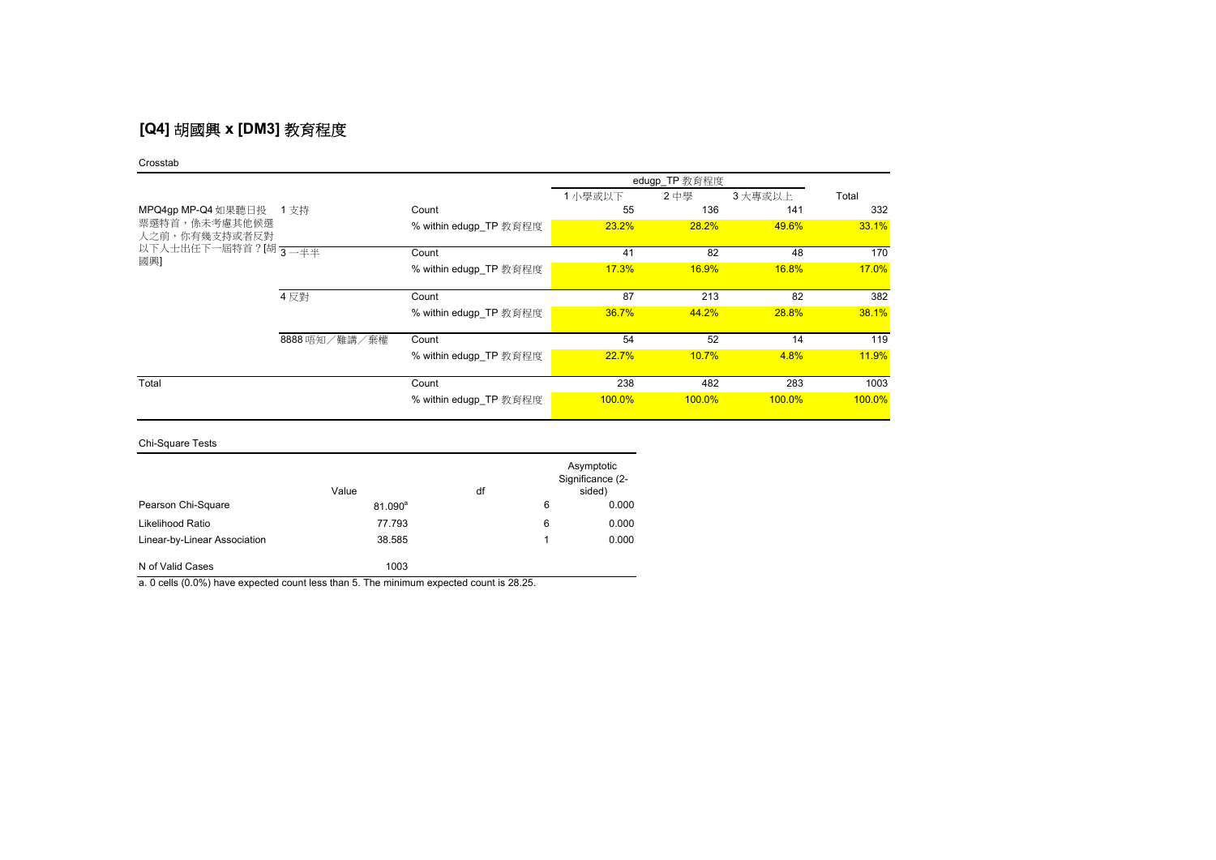## [Q4] 胡國興 x [DM3] 教育程度

Crosstab

| | | | edugp_TP 教育程度 | | | Total |
|---|---|---|---|---|---|---|
| | | | 1 小學或以下 | 2 中學 | 3 大專或以上 | |
| MPQ4gp MP-Q4 如果聽日投票選特首，係未考慮其他候選人之前，你有幾支持或者反對以下人士出任下一屆特首？[胡國興] | 1 支持 | Count | 55 | 136 | 141 | 332 |
| | | % within edugp_TP 教育程度 | 23.2% | 28.2% | 49.6% | 33.1% |
| | 3 一半半 | Count | 41 | 82 | 48 | 170 |
| | | % within edugp_TP 教育程度 | 17.3% | 16.9% | 16.8% | 17.0% |
| | 4 反對 | Count | 87 | 213 | 82 | 382 |
| | | % within edugp_TP 教育程度 | 36.7% | 44.2% | 28.8% | 38.1% |
| | 8888 唔知／難講／棄權 | Count | 54 | 52 | 14 | 119 |
| | | % within edugp_TP 教育程度 | 22.7% | 10.7% | 4.8% | 11.9% |
| Total | | Count | 238 | 482 | 283 | 1003 |
| | | % within edugp_TP 教育程度 | 100.0% | 100.0% | 100.0% | 100.0% |

Chi-Square Tests

| | Value | df | Asymptotic Significance (2-sided) |
|---|---|---|---|
| Pearson Chi-Square | 81.090[a] | 6 | 0.000 |
| Likelihood Ratio | 77.793 | 6 | 0.000 |
| Linear-by-Linear Association | 38.585 | 1 | 0.000 |
| N of Valid Cases | 1003 | | |

a. 0 cells (0.0%) have expected count less than 5. The minimum expected count is 28.25.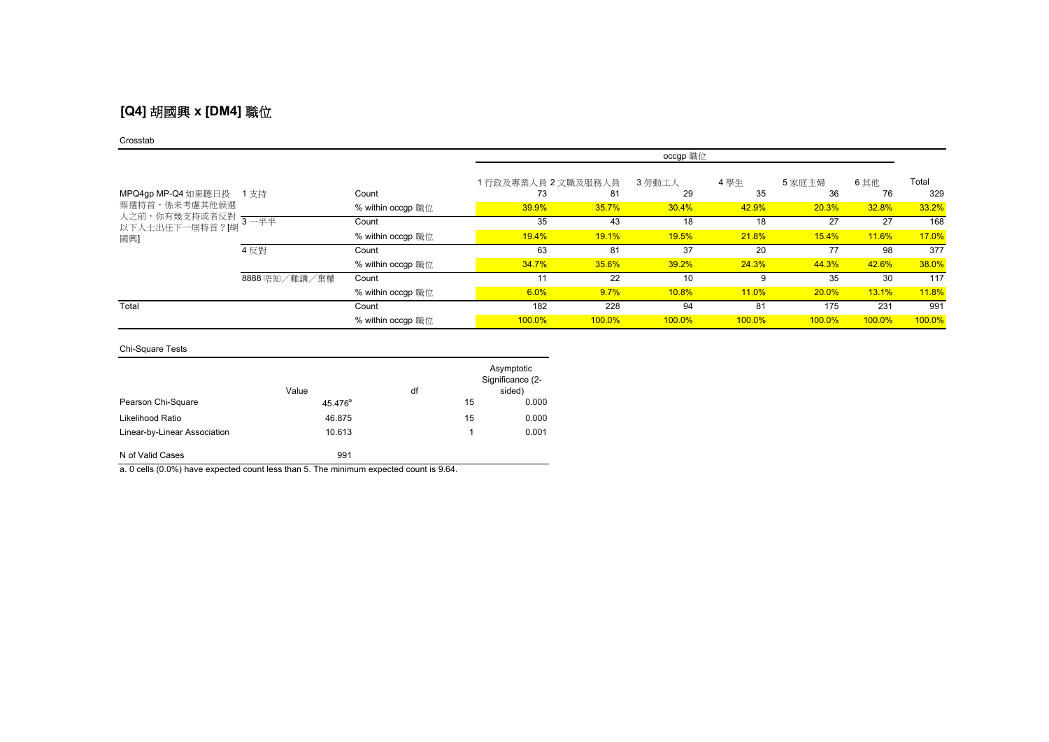## [Q4] 胡國興 x [DM4] 職位

Crosstab

| | | | occgp 職位 | | | | | | Total |
|---|---|---|---|---|---|---|---|---|---|
| | | | 1 行政及專業人員 | 2 文職及服務人員 | 3 勞動工人 | 4 學生 | 5 家庭主婦 | 6 其他 | |
| MPQ4gp MP-Q4 如果聽日投票選特首，係未考慮其他候選人之前，你有幾支持或者反對以下人士出任下一屆特首？[胡國興] | 1 支持 | Count | 73 | 81 | 29 | 35 | 36 | 76 | 329 |
| | | % within occgp 職位 | 39.9% | 35.7% | 30.4% | 42.9% | 20.3% | 32.8% | 33.2% |
| | 3 一半半 | Count | 35 | 43 | 18 | 18 | 27 | 27 | 168 |
| | | % within occgp 職位 | 19.4% | 19.1% | 19.5% | 21.8% | 15.4% | 11.6% | 17.0% |
| | 4 反對 | Count | 63 | 81 | 37 | 20 | 77 | 98 | 377 |
| | | % within occgp 職位 | 34.7% | 35.6% | 39.2% | 24.3% | 44.3% | 42.6% | 38.0% |
| | 8888 唔知／難講／棄權 | Count | 11 | 22 | 10 | 9 | 35 | 30 | 117 |
| | | % within occgp 職位 | 6.0% | 9.7% | 10.8% | 11.0% | 20.0% | 13.1% | 11.8% |
| Total | | Count | 182 | 228 | 94 | 81 | 175 | 231 | 991 |
| | | % within occgp 職位 | 100.0% | 100.0% | 100.0% | 100.0% | 100.0% | 100.0% | 100.0% |

Chi-Square Tests

| | Value | df | Asymptotic Significance (2-sided) |
|---|---|---|---|
| Pearson Chi-Square | 45.476[a] | 15 | 0.000 |
| Likelihood Ratio | 46.875 | 15 | 0.000 |
| Linear-by-Linear Association | 10.613 | 1 | 0.001 |
| N of Valid Cases | 991 | | |

a. 0 cells (0.0%) have expected count less than 5. The minimum expected count is 9.64.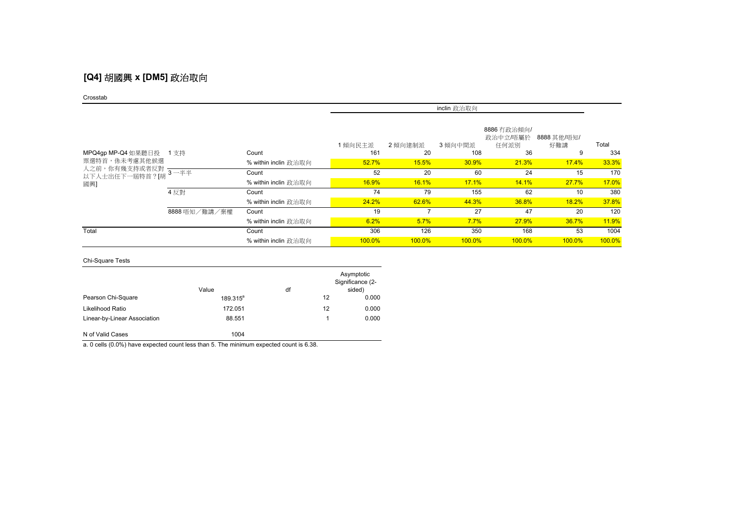## [Q4] 胡國興 x [DM5] 政治取向

Crosstab

| | | | inclin 政治取向 | | | | | |
|---|---|---|---|---|---|---|---|---|
| | | | 1 傾向民主派 | 2 傾向建制派 | 3 傾向中間派 | 8886 冇政治傾向/政治中立/唔屬於任何派別 | 8888 其他/唔知/好難講 | Total |
| MPQ4gp MP-Q4 如果聽日投票選特首，係未考慮其他候選人之前，你有幾支持或者反對以下人士出任下一屆特首？[胡國興] | 1 支持 | Count | 161 | 20 | 108 | 36 | 9 | 334 |
| | | % within inclin 政治取向 | 52.7% | 15.5% | 30.9% | 21.3% | 17.4% | 33.3% |
| | 3 一半半 | Count | 52 | 20 | 60 | 24 | 15 | 170 |
| | | % within inclin 政治取向 | 16.9% | 16.1% | 17.1% | 14.1% | 27.7% | 17.0% |
| | 4 反對 | Count | 74 | 79 | 155 | 62 | 10 | 380 |
| | | % within inclin 政治取向 | 24.2% | 62.6% | 44.3% | 36.8% | 18.2% | 37.8% |
| | 8888 唔知／難講／棄權 | Count | 19 | 7 | 27 | 47 | 20 | 120 |
| | | % within inclin 政治取向 | 6.2% | 5.7% | 7.7% | 27.9% | 36.7% | 11.9% |
| Total | | Count | 306 | 126 | 350 | 168 | 53 | 1004 |
| | | % within inclin 政治取向 | 100.0% | 100.0% | 100.0% | 100.0% | 100.0% | 100.0% |

Chi-Square Tests

| | Value | df | Asymptotic Significance (2-sided) |
|---|---|---|---|
| Pearson Chi-Square | 189.315[a] | 12 | 0.000 |
| Likelihood Ratio | 172.051 | 12 | 0.000 |
| Linear-by-Linear Association | 88.551 | 1 | 0.000 |
| N of Valid Cases | 1004 | | |

a. 0 cells (0.0%) have expected count less than 5. The minimum expected count is 6.38.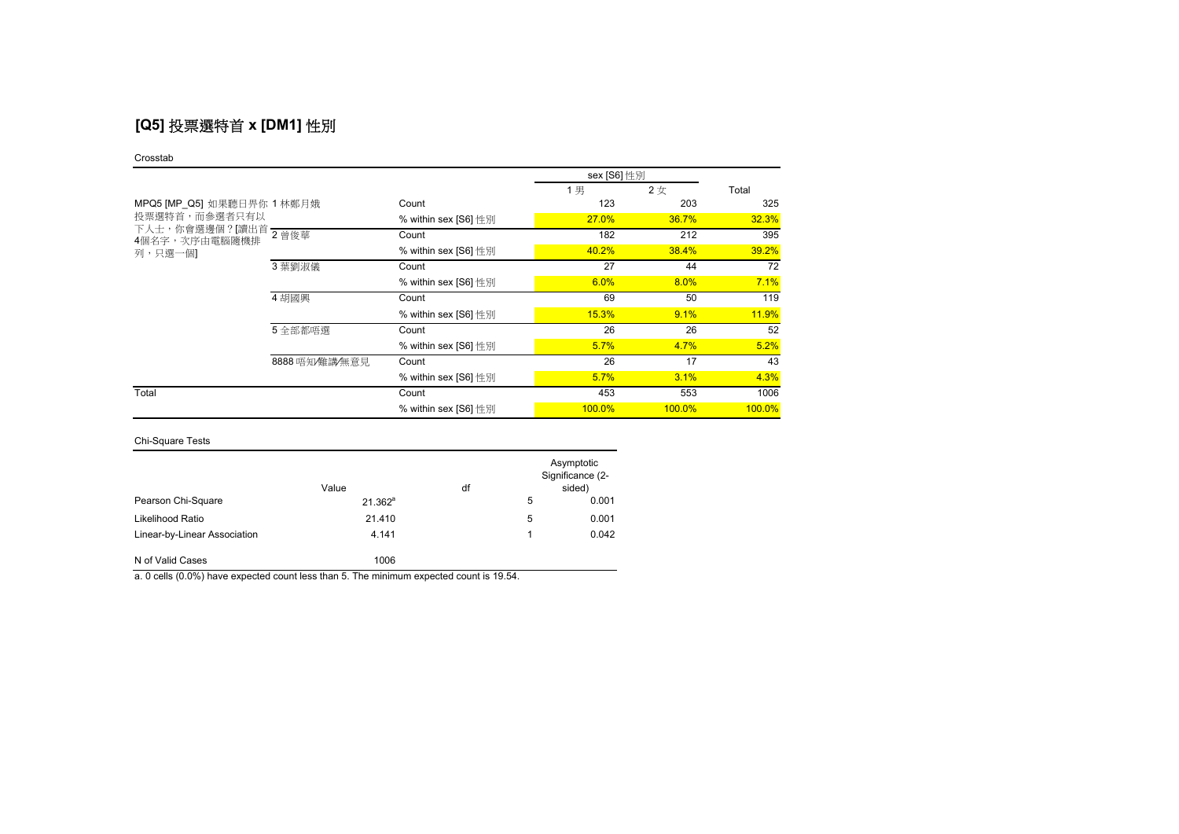## [Q5] 投票選特首 x [DM1] 性別

Crosstab

| | | | sex [S6] 性別 | | |
|---|---|---|---|---|---|
| | | | 1 男 | 2 女 | Total |
| MPQ5 [MP_Q5] 如果聽日界你投票選特首，而參選者只有以下人士，你會選邊個？[讀出首4個名字，次序由電腦隨機排列，只選一個] | 1 林鄭月娥 | Count | 123 | 203 | 325 |
| | | % within sex [S6] 性別 | 27.0% | 36.7% | 32.3% |
| | 2 曾俊華 | Count | 182 | 212 | 395 |
| | | % within sex [S6] 性別 | 40.2% | 38.4% | 39.2% |
| | 3 葉劉淑儀 | Count | 27 | 44 | 72 |
| | | % within sex [S6] 性別 | 6.0% | 8.0% | 7.1% |
| | 4 胡國興 | Count | 69 | 50 | 119 |
| | | % within sex [S6] 性別 | 15.3% | 9.1% | 11.9% |
| | 5 全部都唔選 | Count | 26 | 26 | 52 |
| | | % within sex [S6] 性別 | 5.7% | 4.7% | 5.2% |
| | 8888 唔知/難講/無意見 | Count | 26 | 17 | 43 |
| | | % within sex [S6] 性別 | 5.7% | 3.1% | 4.3% |
| Total | | Count | 453 | 553 | 1006 |
| | | % within sex [S6] 性別 | 100.0% | 100.0% | 100.0% |

Chi-Square Tests

| | Value | df | Asymptotic Significance (2-sided) |
|---|---|---|---|
| Pearson Chi-Square | 21.362[a] | 5 | 0.001 |
| Likelihood Ratio | 21.410 | 5 | 0.001 |
| Linear-by-Linear Association | 4.141 | 1 | 0.042 |
| N of Valid Cases | 1006 | | |

a. 0 cells (0.0%) have expected count less than 5. The minimum expected count is 19.54.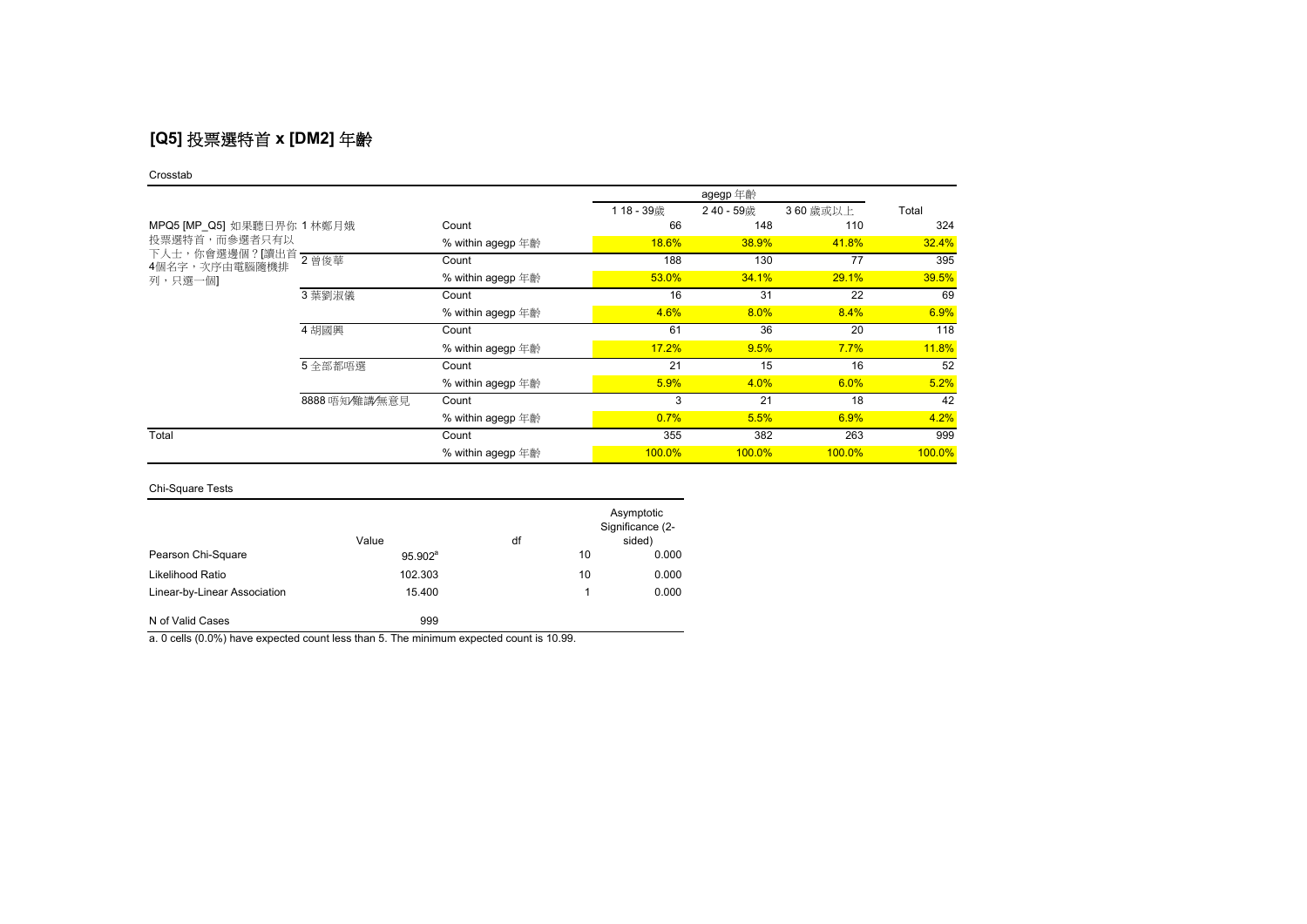## [Q5] 投票選特首 x [DM2] 年齡

Crosstab

| | | | agegp 年齡 | | | Total |
|---|---|---|---|---|---|---|
| | | | 1 18 - 39歲 | 2 40 - 59歲 | 3 60 歲或以上 | |
| MPQ5 [MP_Q5] 如果聽日界你投票選特首，而參選者只有以下人士，你會選邊個？[讀出首4個名字，次序由電腦隨機排列，只選一個] | 1 林鄭月娥 | Count | 66 | 148 | 110 | 324 |
| | | % within agegp 年齡 | 18.6% | 38.9% | 41.8% | 32.4% |
| | 2 曾俊華 | Count | 188 | 130 | 77 | 395 |
| | | % within agegp 年齡 | 53.0% | 34.1% | 29.1% | 39.5% |
| | 3 葉劉淑儀 | Count | 16 | 31 | 22 | 69 |
| | | % within agegp 年齡 | 4.6% | 8.0% | 8.4% | 6.9% |
| | 4 胡國興 | Count | 61 | 36 | 20 | 118 |
| | | % within agegp 年齡 | 17.2% | 9.5% | 7.7% | 11.8% |
| | 5 全部都唔選 | Count | 21 | 15 | 16 | 52 |
| | | % within agegp 年齡 | 5.9% | 4.0% | 6.0% | 5.2% |
| | 8888 唔知/難講/無意見 | Count | 3 | 21 | 18 | 42 |
| | | % within agegp 年齡 | 0.7% | 5.5% | 6.9% | 4.2% |
| Total | | Count | 355 | 382 | 263 | 999 |
| | | % within agegp 年齡 | 100.0% | 100.0% | 100.0% | 100.0% |

Chi-Square Tests

| | Value | df | Asymptotic Significance (2-sided) |
|---|---|---|---|
| Pearson Chi-Square | 95.902[a] | 10 | 0.000 |
| Likelihood Ratio | 102.303 | 10 | 0.000 |
| Linear-by-Linear Association | 15.400 | 1 | 0.000 |
| N of Valid Cases | 999 | | |

a. 0 cells (0.0%) have expected count less than 5. The minimum expected count is 10.99.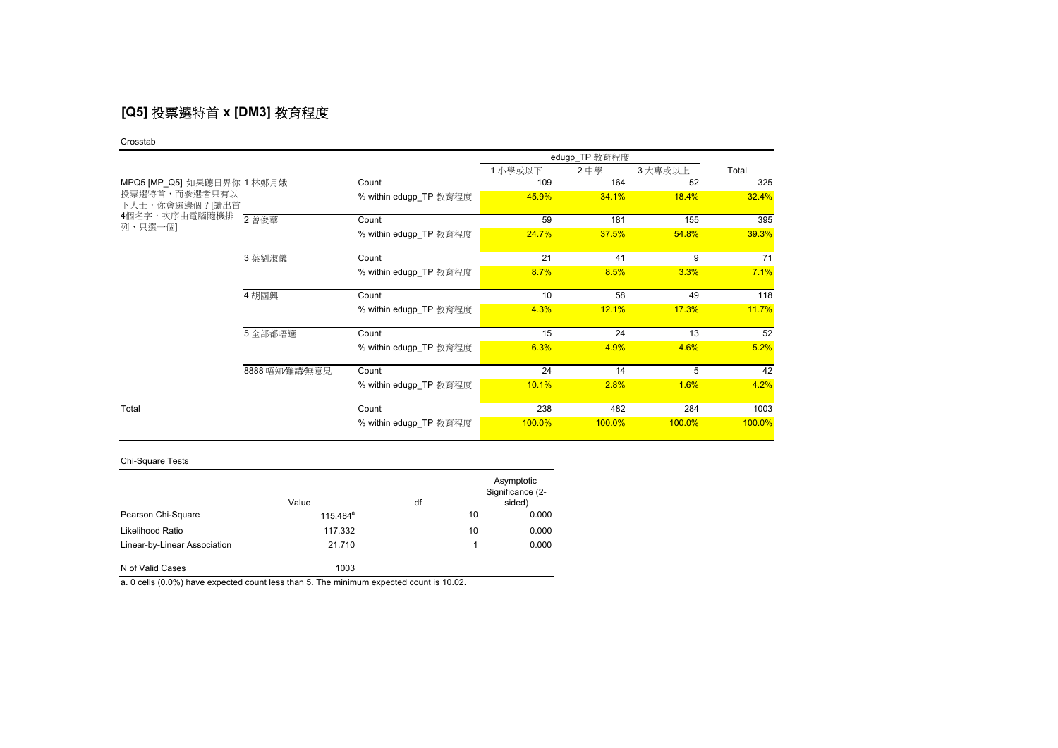## [Q5] 投票選特首 x [DM3] 教育程度

Crosstab

| | | | edugp_TP 教育程度 | | | |
|---|---|---|---|---|---|---|
| | | | 1 小學或以下 | 2 中學 | 3 大專或以上 | Total |
| MPQ5 [MP_Q5] 如果聽日界你投票選特首，而參選者只有以下人士，你會選邊個？[讀出首4個名字，次序由電腦隨機排列，只選一個] | 1 林鄭月娥 | Count | 109 | 164 | 52 | 325 |
| | | % within edugp_TP 教育程度 | 45.9% | 34.1% | 18.4% | 32.4% |
| | 2 曾俊華 | Count | 59 | 181 | 155 | 395 |
| | | % within edugp_TP 教育程度 | 24.7% | 37.5% | 54.8% | 39.3% |
| | 3 葉劉淑儀 | Count | 21 | 41 | 9 | 71 |
| | | % within edugp_TP 教育程度 | 8.7% | 8.5% | 3.3% | 7.1% |
| | 4 胡國興 | Count | 10 | 58 | 49 | 118 |
| | | % within edugp_TP 教育程度 | 4.3% | 12.1% | 17.3% | 11.7% |
| | 5 全部都唔選 | Count | 15 | 24 | 13 | 52 |
| | | % within edugp_TP 教育程度 | 6.3% | 4.9% | 4.6% | 5.2% |
| | 8888 唔知/難講/無意見 | Count | 24 | 14 | 5 | 42 |
| | | % within edugp_TP 教育程度 | 10.1% | 2.8% | 1.6% | 4.2% |
| Total | | Count | 238 | 482 | 284 | 1003 |
| | | % within edugp_TP 教育程度 | 100.0% | 100.0% | 100.0% | 100.0% |

Chi-Square Tests

| | Value | df | Asymptotic Significance (2-sided) |
|---|---|---|---|
| Pearson Chi-Square | 115.484[a] | 10 | 0.000 |
| Likelihood Ratio | 117.332 | 10 | 0.000 |
| Linear-by-Linear Association | 21.710 | 1 | 0.000 |
| N of Valid Cases | 1003 | | |

a. 0 cells (0.0%) have expected count less than 5. The minimum expected count is 10.02.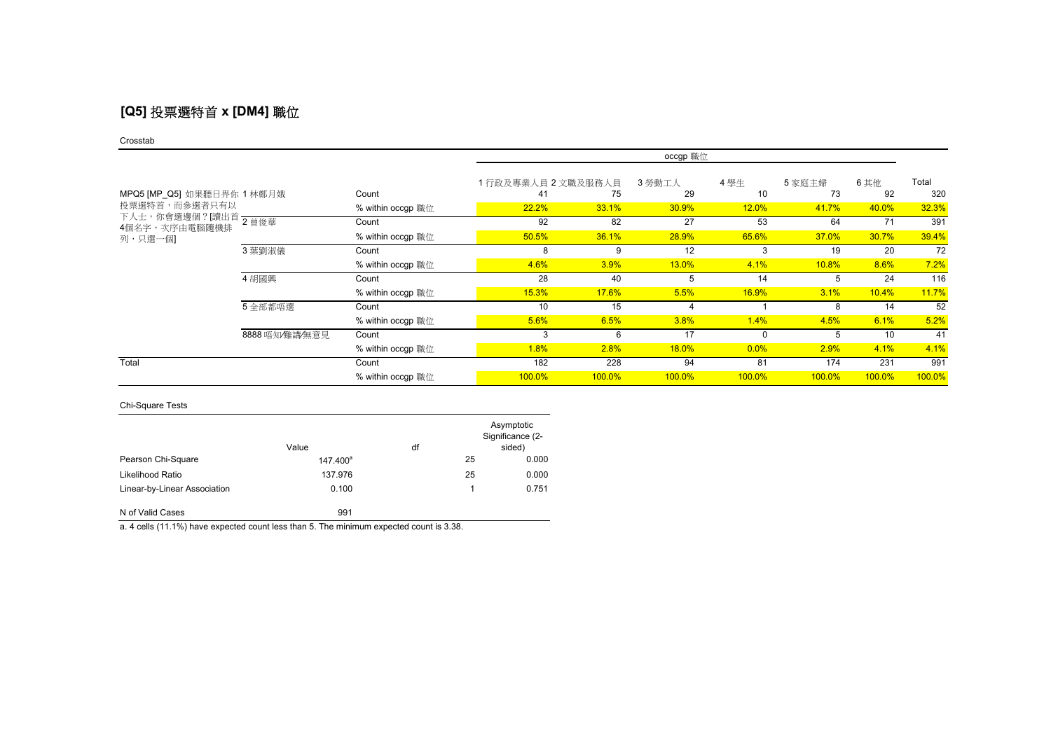## [Q5] 投票選特首 x [DM4] 職位

Crosstab

| | | | occgp 職位 | | | | | | Total |
|---|---|---|---|---|---|---|---|---|---|
| | | | 1 行政及專業人員 | 2 文職及服務人員 | 3 勞動工人 | 4 學生 | 5 家庭主婦 | 6 其他 | |
| MPQ5 [MP_Q5] 如果聽日畀你投票選特首，而參選者只有以下人士，你會選邊個？[讀出首4個名字，次序由電腦隨機排列，只選一個] | 1 林鄭月娥 | Count | 41 | 75 | 29 | 10 | 73 | 92 | 320 |
| | | % within occgp 職位 | 22.2% | 33.1% | 30.9% | 12.0% | 41.7% | 40.0% | 32.3% |
| | 2 曾俊華 | Count | 92 | 82 | 27 | 53 | 64 | 71 | 391 |
| | | % within occgp 職位 | 50.5% | 36.1% | 28.9% | 65.6% | 37.0% | 30.7% | 39.4% |
| | 3 葉劉淑儀 | Count | 8 | 9 | 12 | 3 | 19 | 20 | 72 |
| | | % within occgp 職位 | 4.6% | 3.9% | 13.0% | 4.1% | 10.8% | 8.6% | 7.2% |
| | 4 胡國興 | Count | 28 | 40 | 5 | 14 | 5 | 24 | 116 |
| | | % within occgp 職位 | 15.3% | 17.6% | 5.5% | 16.9% | 3.1% | 10.4% | 11.7% |
| | 5 全部都唔選 | Count | 10 | 15 | 4 | 1 | 8 | 14 | 52 |
| | | % within occgp 職位 | 5.6% | 6.5% | 3.8% | 1.4% | 4.5% | 6.1% | 5.2% |
| | 8888 唔知/難講/無意見 | Count | 3 | 6 | 17 | 0 | 5 | 10 | 41 |
| | | % within occgp 職位 | 1.8% | 2.8% | 18.0% | 0.0% | 2.9% | 4.1% | 4.1% |
| Total | | Count | 182 | 228 | 94 | 81 | 174 | 231 | 991 |
| | | % within occgp 職位 | 100.0% | 100.0% | 100.0% | 100.0% | 100.0% | 100.0% | 100.0% |

Chi-Square Tests

| | Value | df | Asymptotic Significance (2-sided) |
|---|---|---|---|
| Pearson Chi-Square | 147.400[a] | 25 | 0.000 |
| Likelihood Ratio | 137.976 | 25 | 0.000 |
| Linear-by-Linear Association | 0.100 | 1 | 0.751 |
| N of Valid Cases | 991 | | |

a. 4 cells (11.1%) have expected count less than 5. The minimum expected count is 3.38.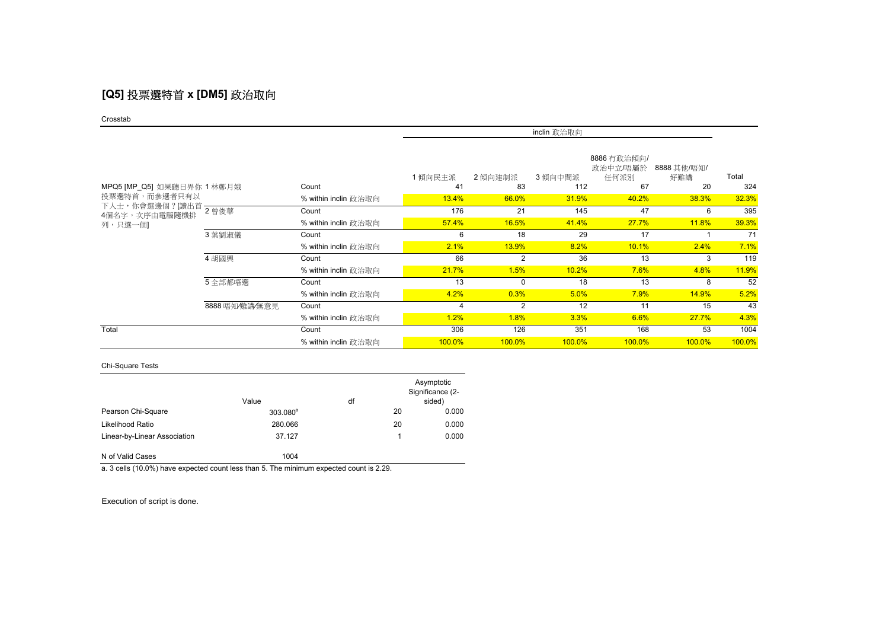## [Q5] 投票選特首 x [DM5] 政治取向

Crosstab

| | | | inclin 政治取向 | | | | | |
|---|---|---|---|---|---|---|---|---|
| | | | 1 傾向民主派 | 2 傾向建制派 | 3 傾向中間派 | 8886 冇政治傾向/政治中立/唔屬於任何派別 | 8888 其他/唔知/好難講 | Total |
| MPQ5 [MP_Q5] 如果聽日界你投票選特首，而參選者只有以下人士，你會選邊個？[讀出首4個名字，次序由電腦隨機排列，只選一個] | 1 林鄭月娥 | Count | 41 | 83 | 112 | 67 | 20 | 324 |
| | | % within inclin 政治取向 | 13.4% | 66.0% | 31.9% | 40.2% | 38.3% | 32.3% |
| | 2 曾俊華 | Count | 176 | 21 | 145 | 47 | 6 | 395 |
| | | % within inclin 政治取向 | 57.4% | 16.5% | 41.4% | 27.7% | 11.8% | 39.3% |
| | 3 葉劉淑儀 | Count | 6 | 18 | 29 | 17 | 1 | 71 |
| | | % within inclin 政治取向 | 2.1% | 13.9% | 8.2% | 10.1% | 2.4% | 7.1% |
| | 4 胡國興 | Count | 66 | 2 | 36 | 13 | 3 | 119 |
| | | % within inclin 政治取向 | 21.7% | 1.5% | 10.2% | 7.6% | 4.8% | 11.9% |
| | 5 全部都唔選 | Count | 13 | 0 | 18 | 13 | 8 | 52 |
| | | % within inclin 政治取向 | 4.2% | 0.3% | 5.0% | 7.9% | 14.9% | 5.2% |
| | 8888 唔知/難講/無意見 | Count | 4 | 2 | 12 | 11 | 15 | 43 |
| | | % within inclin 政治取向 | 1.2% | 1.8% | 3.3% | 6.6% | 27.7% | 4.3% |
| Total | | Count | 306 | 126 | 351 | 168 | 53 | 1004 |
| | | % within inclin 政治取向 | 100.0% | 100.0% | 100.0% | 100.0% | 100.0% | 100.0% |

Chi-Square Tests

| | Value | df | Asymptotic Significance (2-sided) |
|---|---|---|---|
| Pearson Chi-Square | 303.080[a] | 20 | 0.000 |
| Likelihood Ratio | 280.066 | 20 | 0.000 |
| Linear-by-Linear Association | 37.127 | 1 | 0.000 |
| N of Valid Cases | 1004 | | |

a. 3 cells (10.0%) have expected count less than 5. The minimum expected count is 2.29.

Execution of script is done.